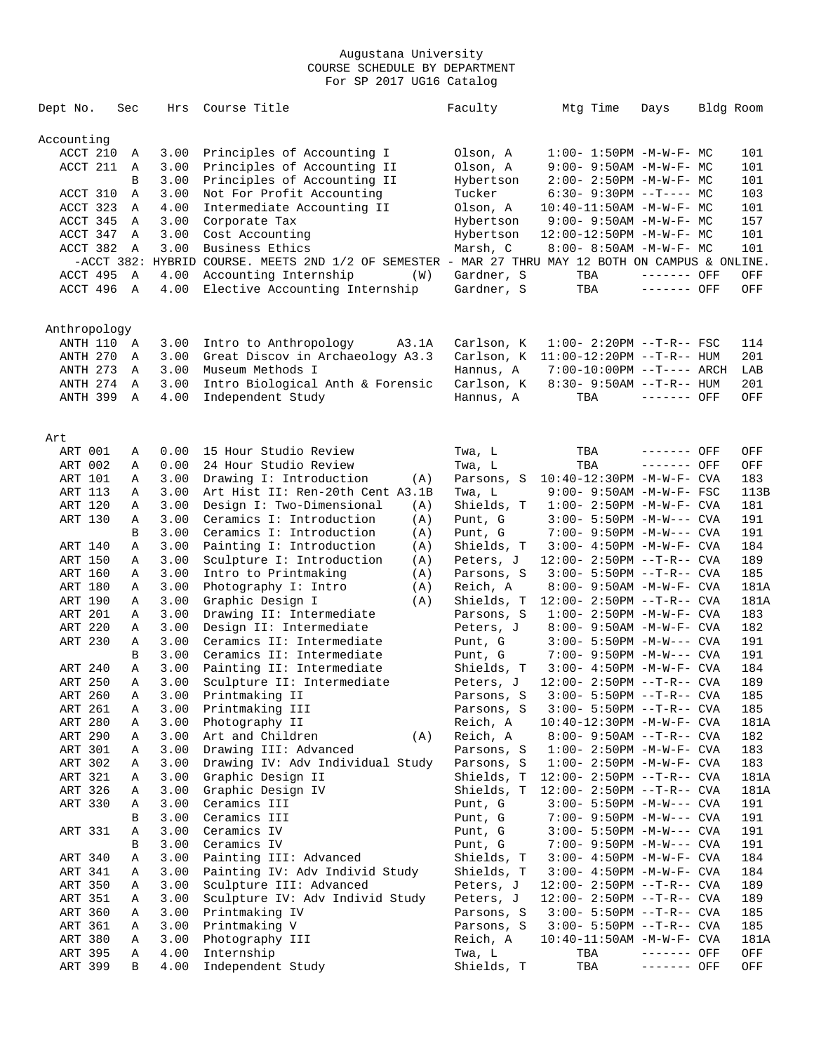# Augustana University
## COURSE SCHEDULE BY DEPARTMENT
### For SP 2017 UG16 Catalog

| Dept No. | Sec | Hrs | Course Title | Faculty | Mtg Time | Days | Bldg | Room |
|---|---|---|---|---|---|---|---|---|
| **Accounting** | | | | | | | | |
| ACCT 210 | A | 3.00 | Principles of Accounting I | Olson, A | 1:00- 1:50PM | -M-W-F- | MC | 101 |
| ACCT 211 | A | 3.00 | Principles of Accounting II | Olson, A | 9:00- 9:50AM | -M-W-F- | MC | 101 |
| | B | 3.00 | Principles of Accounting II | Hybertson | 2:00- 2:50PM | -M-W-F- | MC | 101 |
| ACCT 310 | A | 3.00 | Not For Profit Accounting | Tucker | 6:30- 9:30PM | --T---- | MC | 103 |
| ACCT 323 | A | 4.00 | Intermediate Accounting II | Olson, A | 10:40-11:50AM | -M-W-F- | MC | 101 |
| ACCT 345 | A | 3.00 | Corporate Tax | Hybertson | 9:00- 9:50AM | -M-W-F- | MC | 157 |
| ACCT 347 | A | 3.00 | Cost Accounting | Hybertson | 12:00-12:50PM | -M-W-F- | MC | 101 |
| ACCT 382 | A | 3.00 | Business Ethics | Marsh, C | 8:00- 8:50AM | -M-W-F- | MC | 101 |
| -ACCT 382: HYBRID COURSE. MEETS 2ND 1/2 OF SEMESTER - MAR 27 THRU MAY 12 BOTH ON CAMPUS & ONLINE. | | | | | | | | |
| ACCT 495 | A | 4.00 | Accounting Internship (W) | Gardner, S | TBA | ------- | OFF | OFF |
| ACCT 496 | A | 4.00 | Elective Accounting Internship | Gardner, S | TBA | ------- | OFF | OFF |
| **Anthropology** | | | | | | | | |
| ANTH 110 | A | 3.00 | Intro to Anthropology A3.1A | Carlson, K | 1:00- 2:20PM | --T-R-- | FSC | 114 |
| ANTH 270 | A | 3.00 | Great Discov in Archaeology A3.3 | Carlson, K | 11:00-12:20PM | --T-R-- | HUM | 201 |
| ANTH 273 | A | 3.00 | Museum Methods I | Hannus, A | 7:00-10:00PM | --T---- | ARCH | LAB |
| ANTH 274 | A | 3.00 | Intro Biological Anth & Forensic | Carlson, K | 8:30- 9:50AM | --T-R-- | HUM | 201 |
| ANTH 399 | A | 4.00 | Independent Study | Hannus, A | TBA | ------- | OFF | OFF |
| **Art** | | | | | | | | |
| ART 001 | A | 0.00 | 15 Hour Studio Review | Twa, L | TBA | ------- | OFF | OFF |
| ART 002 | A | 0.00 | 24 Hour Studio Review | Twa, L | TBA | ------- | OFF | OFF |
| ART 101 | A | 3.00 | Drawing I: Introduction (A) | Parsons, S | 10:40-12:30PM | -M-W-F- | CVA | 183 |
| ART 113 | A | 3.00 | Art Hist II: Ren-20th Cent A3.1B | Twa, L | 9:00- 9:50AM | -M-W-F- | FSC | 113B |
| ART 120 | A | 3.00 | Design I: Two-Dimensional (A) | Shields, T | 1:00- 2:50PM | -M-W-F- | CVA | 181 |
| ART 130 | A | 3.00 | Ceramics I: Introduction (A) | Punt, G | 3:00- 5:50PM | -M-W--- | CVA | 191 |
| | B | 3.00 | Ceramics I: Introduction (A) | Punt, G | 7:00- 9:50PM | -M-W--- | CVA | 191 |
| ART 140 | A | 3.00 | Painting I: Introduction (A) | Shields, T | 3:00- 4:50PM | -M-W-F- | CVA | 184 |
| ART 150 | A | 3.00 | Sculpture I: Introduction (A) | Peters, J | 12:00- 2:50PM | --T-R-- | CVA | 189 |
| ART 160 | A | 3.00 | Intro to Printmaking (A) | Parsons, S | 3:00- 5:50PM | --T-R-- | CVA | 185 |
| ART 180 | A | 3.00 | Photography I: Intro (A) | Reich, A | 8:00- 9:50AM | -M-W-F- | CVA | 181A |
| ART 190 | A | 3.00 | Graphic Design I (A) | Shields, T | 12:00- 2:50PM | --T-R-- | CVA | 181A |
| ART 201 | A | 3.00 | Drawing II: Intermediate | Parsons, S | 1:00- 2:50PM | -M-W-F- | CVA | 183 |
| ART 220 | A | 3.00 | Design II: Intermediate | Peters, J | 8:00- 9:50AM | -M-W-F- | CVA | 182 |
| ART 230 | A | 3.00 | Ceramics II: Intermediate | Punt, G | 3:00- 5:50PM | -M-W--- | CVA | 191 |
| | B | 3.00 | Ceramics II: Intermediate | Punt, G | 7:00- 9:50PM | -M-W--- | CVA | 191 |
| ART 240 | A | 3.00 | Painting II: Intermediate | Shields, T | 3:00- 4:50PM | -M-W-F- | CVA | 184 |
| ART 250 | A | 3.00 | Sculpture II: Intermediate | Peters, J | 12:00- 2:50PM | --T-R-- | CVA | 189 |
| ART 260 | A | 3.00 | Printmaking II | Parsons, S | 3:00- 5:50PM | --T-R-- | CVA | 185 |
| ART 261 | A | 3.00 | Printmaking III | Parsons, S | 3:00- 5:50PM | --T-R-- | CVA | 185 |
| ART 280 | A | 3.00 | Photography II | Reich, A | 10:40-12:30PM | -M-W-F- | CVA | 181A |
| ART 290 | A | 3.00 | Art and Children (A) | Reich, A | 8:00- 9:50AM | --T-R-- | CVA | 182 |
| ART 301 | A | 3.00 | Drawing III: Advanced | Parsons, S | 1:00- 2:50PM | -M-W-F- | CVA | 183 |
| ART 302 | A | 3.00 | Drawing IV: Adv Individual Study | Parsons, S | 1:00- 2:50PM | -M-W-F- | CVA | 183 |
| ART 321 | A | 3.00 | Graphic Design II | Shields, T | 12:00- 2:50PM | --T-R-- | CVA | 181A |
| ART 326 | A | 3.00 | Graphic Design IV | Shields, T | 12:00- 2:50PM | --T-R-- | CVA | 181A |
| ART 330 | A | 3.00 | Ceramics III | Punt, G | 3:00- 5:50PM | -M-W--- | CVA | 191 |
| | B | 3.00 | Ceramics III | Punt, G | 7:00- 9:50PM | -M-W--- | CVA | 191 |
| ART 331 | A | 3.00 | Ceramics IV | Punt, G | 3:00- 5:50PM | -M-W--- | CVA | 191 |
| | B | 3.00 | Ceramics IV | Punt, G | 7:00- 9:50PM | -M-W--- | CVA | 191 |
| ART 340 | A | 3.00 | Painting III: Advanced | Shields, T | 3:00- 4:50PM | -M-W-F- | CVA | 184 |
| ART 341 | A | 3.00 | Painting IV: Adv Individ Study | Shields, T | 3:00- 4:50PM | -M-W-F- | CVA | 184 |
| ART 350 | A | 3.00 | Sculpture III: Advanced | Peters, J | 12:00- 2:50PM | --T-R-- | CVA | 189 |
| ART 351 | A | 3.00 | Sculpture IV: Adv Individ Study | Peters, J | 12:00- 2:50PM | --T-R-- | CVA | 189 |
| ART 360 | A | 3.00 | Printmaking IV | Parsons, S | 3:00- 5:50PM | --T-R-- | CVA | 185 |
| ART 361 | A | 3.00 | Printmaking V | Parsons, S | 3:00- 5:50PM | --T-R-- | CVA | 185 |
| ART 380 | A | 3.00 | Photography III | Reich, A | 10:40-11:50AM | -M-W-F- | CVA | 181A |
| ART 395 | A | 4.00 | Internship | Twa, L | TBA | ------- | OFF | OFF |
| ART 399 | B | 4.00 | Independent Study | Shields, T | TBA | ------- | OFF | OFF |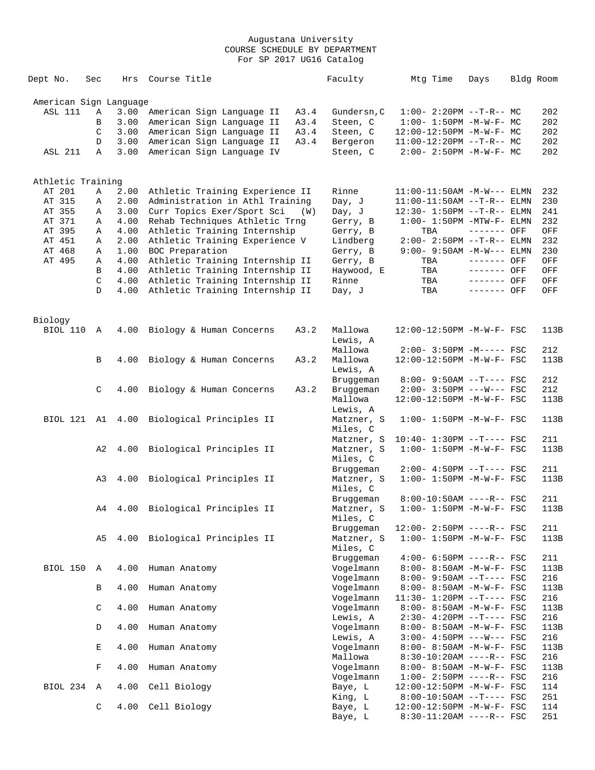Augustana University
COURSE SCHEDULE BY DEPARTMENT
For SP 2017 UG16 Catalog

| Dept No. | Sec | Hrs | Course Title | | Faculty | Mtg Time | Days | Bldg | Room |
|---|---|---|---|---|---|---|---|---|---|
| **American Sign Language** | | | | | | | | | |
| ASL 111 | A | 3.00 | American Sign Language II | A3.4 | Gundersn,C | 1:00- 2:20PM | --T-R-- | MC | 202 |
| | B | 3.00 | American Sign Language II | A3.4 | Steen, C | 1:00- 1:50PM | -M-W-F- | MC | 202 |
| | C | 3.00 | American Sign Language II | A3.4 | Steen, C | 12:00-12:50PM | -M-W-F- | MC | 202 |
| | D | 3.00 | American Sign Language II | A3.4 | Bergeron | 11:00-12:20PM | --T-R-- | MC | 202 |
| ASL 211 | A | 3.00 | American Sign Language IV | | Steen, C | 2:00- 2:50PM | -M-W-F- | MC | 202 |
| **Athletic Training** | | | | | | | | | |
| AT 201 | A | 2.00 | Athletic Training Experience II | | Rinne | 11:00-11:50AM | -M-W--- | ELMN | 232 |
| AT 315 | A | 2.00 | Administration in Athl Training | | Day, J | 11:00-11:50AM | --T-R-- | ELMN | 230 |
| AT 355 | A | 3.00 | Curr Topics Exer/Sport Sci | (W) | Day, J | 12:30- 1:50PM | --T-R-- | ELMN | 241 |
| AT 371 | A | 4.00 | Rehab Techniques Athletic Trng | | Gerry, B | 1:00- 1:50PM | -MTW-F- | ELMN | 232 |
| AT 395 | A | 4.00 | Athletic Training Internship | | Gerry, B | TBA | ------- | OFF | OFF |
| AT 451 | A | 2.00 | Athletic Training Experience V | | Lindberg | 2:00- 2:50PM | --T-R-- | ELMN | 232 |
| AT 468 | A | 1.00 | BOC Preparation | | Gerry, B | 9:00- 9:50AM | -M-W--- | ELMN | 230 |
| AT 495 | A | 4.00 | Athletic Training Internship II | | Gerry, B | TBA | ------- | OFF | OFF |
| | B | 4.00 | Athletic Training Internship II | | Haywood, E | TBA | ------- | OFF | OFF |
| | C | 4.00 | Athletic Training Internship II | | Rinne | TBA | ------- | OFF | OFF |
| | D | 4.00 | Athletic Training Internship II | | Day, J | TBA | ------- | OFF | OFF |
| **Biology** | | | | | | | | | |
| BIOL 110 | A | 4.00 | Biology & Human Concerns | A3.2 | Mallowa | 12:00-12:50PM | -M-W-F- | FSC | 113B |
| | | | | | Lewis, A | | | | |
| | | | | | Mallowa | 2:00- 3:50PM | -M----- | FSC | 212 |
| | B | 4.00 | Biology & Human Concerns | A3.2 | Mallowa | 12:00-12:50PM | -M-W-F- | FSC | 113B |
| | | | | | Lewis, A | | | | |
| | | | | | Bruggeman | 8:00- 9:50AM | --T---- | FSC | 212 |
| | C | 4.00 | Biology & Human Concerns | A3.2 | Bruggeman | 2:00- 3:50PM | ---W--- | FSC | 212 |
| | | | | | Mallowa | 12:00-12:50PM | -M-W-F- | FSC | 113B |
| | | | | | Lewis, A | | | | |
| BIOL 121 | A1 | 4.00 | Biological Principles II | | Matzner, S | 1:00- 1:50PM | -M-W-F- | FSC | 113B |
| | | | | | Miles, C | | | | |
| | | | | | Matzner, S | 10:40- 1:30PM | --T---- | FSC | 211 |
| | A2 | 4.00 | Biological Principles II | | Matzner, S | 1:00- 1:50PM | -M-W-F- | FSC | 113B |
| | | | | | Miles, C | | | | |
| | | | | | Bruggeman | 2:00- 4:50PM | --T---- | FSC | 211 |
| | A3 | 4.00 | Biological Principles II | | Matzner, S | 1:00- 1:50PM | -M-W-F- | FSC | 113B |
| | | | | | Miles, C | | | | |
| | | | | | Bruggeman | 8:00-10:50AM | ----R-- | FSC | 211 |
| | A4 | 4.00 | Biological Principles II | | Matzner, S | 1:00- 1:50PM | -M-W-F- | FSC | 113B |
| | | | | | Miles, C | | | | |
| | | | | | Bruggeman | 12:00- 2:50PM | ----R-- | FSC | 211 |
| | A5 | 4.00 | Biological Principles II | | Matzner, S | 1:00- 1:50PM | -M-W-F- | FSC | 113B |
| | | | | | Miles, C | | | | |
| | | | | | Bruggeman | 4:00- 6:50PM | ----R-- | FSC | 211 |
| BIOL 150 | A | 4.00 | Human Anatomy | | Vogelmann | 8:00- 8:50AM | -M-W-F- | FSC | 113B |
| | | | | | Vogelmann | 8:00- 9:50AM | --T---- | FSC | 216 |
| | B | 4.00 | Human Anatomy | | Vogelmann | 8:00- 8:50AM | -M-W-F- | FSC | 113B |
| | | | | | Vogelmann | 11:30- 1:20PM | --T---- | FSC | 216 |
| | C | 4.00 | Human Anatomy | | Vogelmann | 8:00- 8:50AM | -M-W-F- | FSC | 113B |
| | | | | | Lewis, A | 2:30- 4:20PM | --T---- | FSC | 216 |
| | D | 4.00 | Human Anatomy | | Vogelmann | 8:00- 8:50AM | -M-W-F- | FSC | 113B |
| | | | | | Lewis, A | 3:00- 4:50PM | ---W--- | FSC | 216 |
| | E | 4.00 | Human Anatomy | | Vogelmann | 8:00- 8:50AM | -M-W-F- | FSC | 113B |
| | | | | | Mallowa | 8:30-10:20AM | ----R-- | FSC | 216 |
| | F | 4.00 | Human Anatomy | | Vogelmann | 8:00- 8:50AM | -M-W-F- | FSC | 113B |
| | | | | | Vogelmann | 1:00- 2:50PM | ----R-- | FSC | 216 |
| BIOL 234 | A | 4.00 | Cell Biology | | Baye, L | 12:00-12:50PM | -M-W-F- | FSC | 114 |
| | | | | | King, L | 8:00-10:50AM | --T---- | FSC | 251 |
| | C | 4.00 | Cell Biology | | Baye, L | 12:00-12:50PM | -M-W-F- | FSC | 114 |
| | | | | | Baye, L | 8:30-11:20AM | ----R-- | FSC | 251 |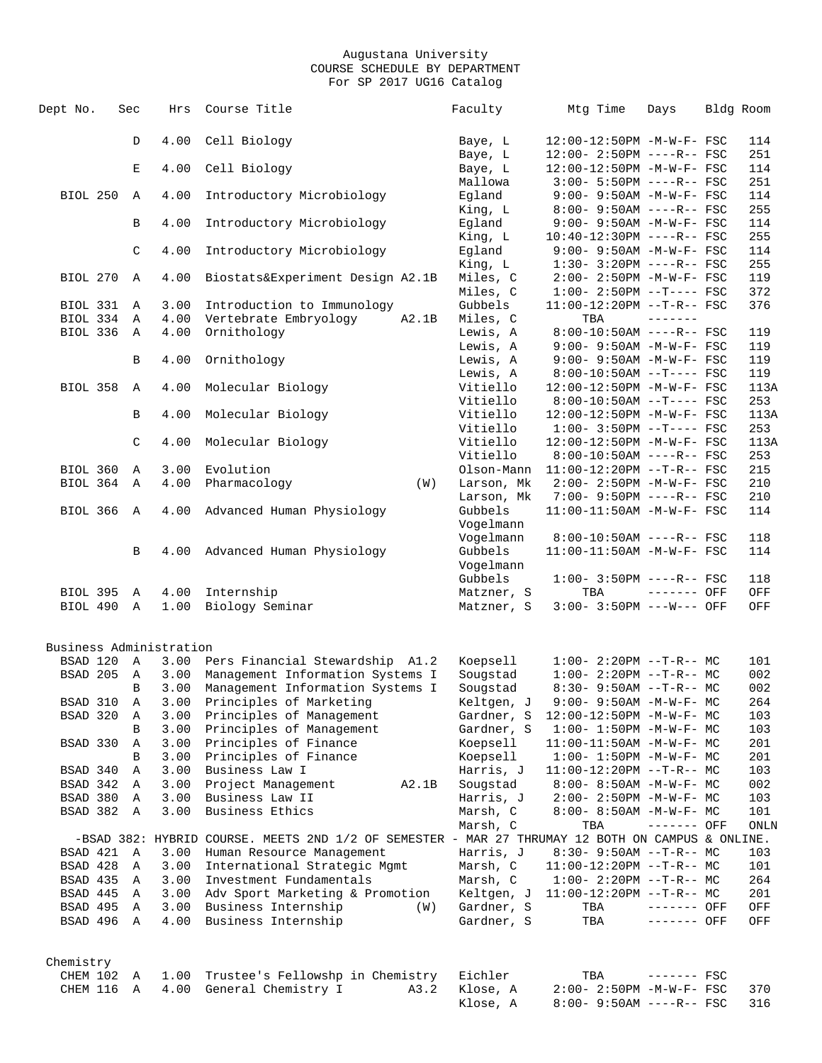Augustana University
COURSE SCHEDULE BY DEPARTMENT
For SP 2017 UG16 Catalog

| Dept No. | Sec | Hrs | Course Title | | Faculty | Mtg Time | Days | Bldg | Room |
|---|---|---|---|---|---|---|---|---|---|
| | D | 4.00 | Cell Biology | | Baye, L | 12:00-12:50PM | -M-W-F- | FSC | 114 |
| | | | | | Baye, L | 12:00- 2:50PM | ----R-- | FSC | 251 |
| | E | 4.00 | Cell Biology | | Baye, L | 12:00-12:50PM | -M-W-F- | FSC | 114 |
| | | | | | Mallowa | 3:00- 5:50PM | ----R-- | FSC | 251 |
| BIOL 250 | A | 4.00 | Introductory Microbiology | | Egland | 9:00- 9:50AM | -M-W-F- | FSC | 114 |
| | | | | | King, L | 8:00- 9:50AM | ----R-- | FSC | 255 |
| | B | 4.00 | Introductory Microbiology | | Egland | 9:00- 9:50AM | -M-W-F- | FSC | 114 |
| | | | | | King, L | 10:40-12:30PM | ----R-- | FSC | 255 |
| | C | 4.00 | Introductory Microbiology | | Egland | 9:00- 9:50AM | -M-W-F- | FSC | 114 |
| | | | | | King, L | 1:30- 3:20PM | ----R-- | FSC | 255 |
| BIOL 270 | A | 4.00 | Biostats&Experiment Design | A2.1B | Miles, C | 2:00- 2:50PM | -M-W-F- | FSC | 119 |
| | | | | | Miles, C | 1:00- 2:50PM | --T---- | FSC | 372 |
| BIOL 331 | A | 3.00 | Introduction to Immunology | | Gubbels | 11:00-12:20PM | --T-R-- | FSC | 376 |
| BIOL 334 | A | 4.00 | Vertebrate Embryology | A2.1B | Miles, C | TBA | ------- | | |
| BIOL 336 | A | 4.00 | Ornithology | | Lewis, A | 8:00-10:50AM | ----R-- | FSC | 119 |
| | | | | | Lewis, A | 9:00- 9:50AM | -M-W-F- | FSC | 119 |
| | B | 4.00 | Ornithology | | Lewis, A | 9:00- 9:50AM | -M-W-F- | FSC | 119 |
| | | | | | Lewis, A | 8:00-10:50AM | --T---- | FSC | 119 |
| BIOL 358 | A | 4.00 | Molecular Biology | | Vitiello | 12:00-12:50PM | -M-W-F- | FSC | 113A |
| | | | | | Vitiello | 8:00-10:50AM | --T---- | FSC | 253 |
| | B | 4.00 | Molecular Biology | | Vitiello | 12:00-12:50PM | -M-W-F- | FSC | 113A |
| | | | | | Vitiello | 1:00- 3:50PM | --T---- | FSC | 253 |
| | C | 4.00 | Molecular Biology | | Vitiello | 12:00-12:50PM | -M-W-F- | FSC | 113A |
| | | | | | Vitiello | 8:00-10:50AM | ----R-- | FSC | 253 |
| BIOL 360 | A | 3.00 | Evolution | | Olson-Mann | 11:00-12:20PM | --T-R-- | FSC | 215 |
| BIOL 364 | A | 4.00 | Pharmacology | (W) | Larson, Mk | 2:00- 2:50PM | -M-W-F- | FSC | 210 |
| | | | | | Larson, Mk | 7:00- 9:50PM | ----R-- | FSC | 210 |
| BIOL 366 | A | 4.00 | Advanced Human Physiology | | Gubbels | 11:00-11:50AM | -M-W-F- | FSC | 114 |
| | | | | | Vogelmann | | | | |
| | | | | | Vogelmann | 8:00-10:50AM | ----R-- | FSC | 118 |
| | B | 4.00 | Advanced Human Physiology | | Gubbels | 11:00-11:50AM | -M-W-F- | FSC | 114 |
| | | | | | Vogelmann | | | | |
| | | | | | Gubbels | 1:00- 3:50PM | ----R-- | FSC | 118 |
| BIOL 395 | A | 4.00 | Internship | | Matzner, S | TBA | ------- | OFF | OFF |
| BIOL 490 | A | 1.00 | Biology Seminar | | Matzner, S | 3:00- 3:50PM | ---W--- | OFF | OFF |

## Business Administration

| Dept No. | Sec | Hrs | Course Title | | Faculty | Mtg Time | Days | Bldg | Room |
|---|---|---|---|---|---|---|---|---|---|
| BSAD 120 | A | 3.00 | Pers Financial Stewardship | A1.2 | Koepsell | 1:00- 2:20PM | --T-R-- | MC | 101 |
| BSAD 205 | A | 3.00 | Management Information Systems I | | Sougstad | 1:00- 2:20PM | --T-R-- | MC | 002 |
| | B | 3.00 | Management Information Systems I | | Sougstad | 8:30- 9:50AM | --T-R-- | MC | 002 |
| BSAD 310 | A | 3.00 | Principles of Marketing | | Keltgen, J | 9:00- 9:50AM | -M-W-F- | MC | 264 |
| BSAD 320 | A | 3.00 | Principles of Management | | Gardner, S | 12:00-12:50PM | -M-W-F- | MC | 103 |
| | B | 3.00 | Principles of Management | | Gardner, S | 1:00- 1:50PM | -M-W-F- | MC | 103 |
| BSAD 330 | A | 3.00 | Principles of Finance | | Koepsell | 11:00-11:50AM | -M-W-F- | MC | 201 |
| | B | 3.00 | Principles of Finance | | Koepsell | 1:00- 1:50PM | -M-W-F- | MC | 201 |
| BSAD 340 | A | 3.00 | Business Law I | | Harris, J | 11:00-12:20PM | --T-R-- | MC | 103 |
| BSAD 342 | A | 3.00 | Project Management | A2.1B | Sougstad | 8:00- 8:50AM | -M-W-F- | MC | 002 |
| BSAD 380 | A | 3.00 | Business Law II | | Harris, J | 2:00- 2:50PM | -M-W-F- | MC | 103 |
| BSAD 382 | A | 3.00 | Business Ethics | | Marsh, C | 8:00- 8:50AM | -M-W-F- | MC | 101 |
| | | | | | Marsh, C | TBA | ------- | OFF | ONLN |
| -BSAD 382: HYBRID COURSE. MEETS 2ND 1/2 OF SEMESTER - MAR 27 THRUMAY 12 BOTH ON CAMPUS & ONLINE. | | | | | | | | | |
| BSAD 421 | A | 3.00 | Human Resource Management | | Harris, J | 8:30- 9:50AM | --T-R-- | MC | 103 |
| BSAD 428 | A | 3.00 | International Strategic Mgmt | | Marsh, C | 11:00-12:20PM | --T-R-- | MC | 101 |
| BSAD 435 | A | 3.00 | Investment Fundamentals | | Marsh, C | 1:00- 2:20PM | --T-R-- | MC | 264 |
| BSAD 445 | A | 3.00 | Adv Sport Marketing & Promotion | | Keltgen, J | 11:00-12:20PM | --T-R-- | MC | 201 |
| BSAD 495 | A | 3.00 | Business Internship | (W) | Gardner, S | TBA | ------- | OFF | OFF |
| BSAD 496 | A | 4.00 | Business Internship | | Gardner, S | TBA | ------- | OFF | OFF |

## Chemistry

| Dept No. | Sec | Hrs | Course Title | | Faculty | Mtg Time | Days | Bldg | Room |
|---|---|---|---|---|---|---|---|---|---|
| CHEM 102 | A | 1.00 | Trustee's Fellowshp in Chemistry | | Eichler | TBA | ------- | FSC | |
| CHEM 116 | A | 4.00 | General Chemistry I | A3.2 | Klose, A | 2:00- 2:50PM | -M-W-F- | FSC | 370 |
| | | | | | Klose, A | 8:00- 9:50AM | ----R-- | FSC | 316 |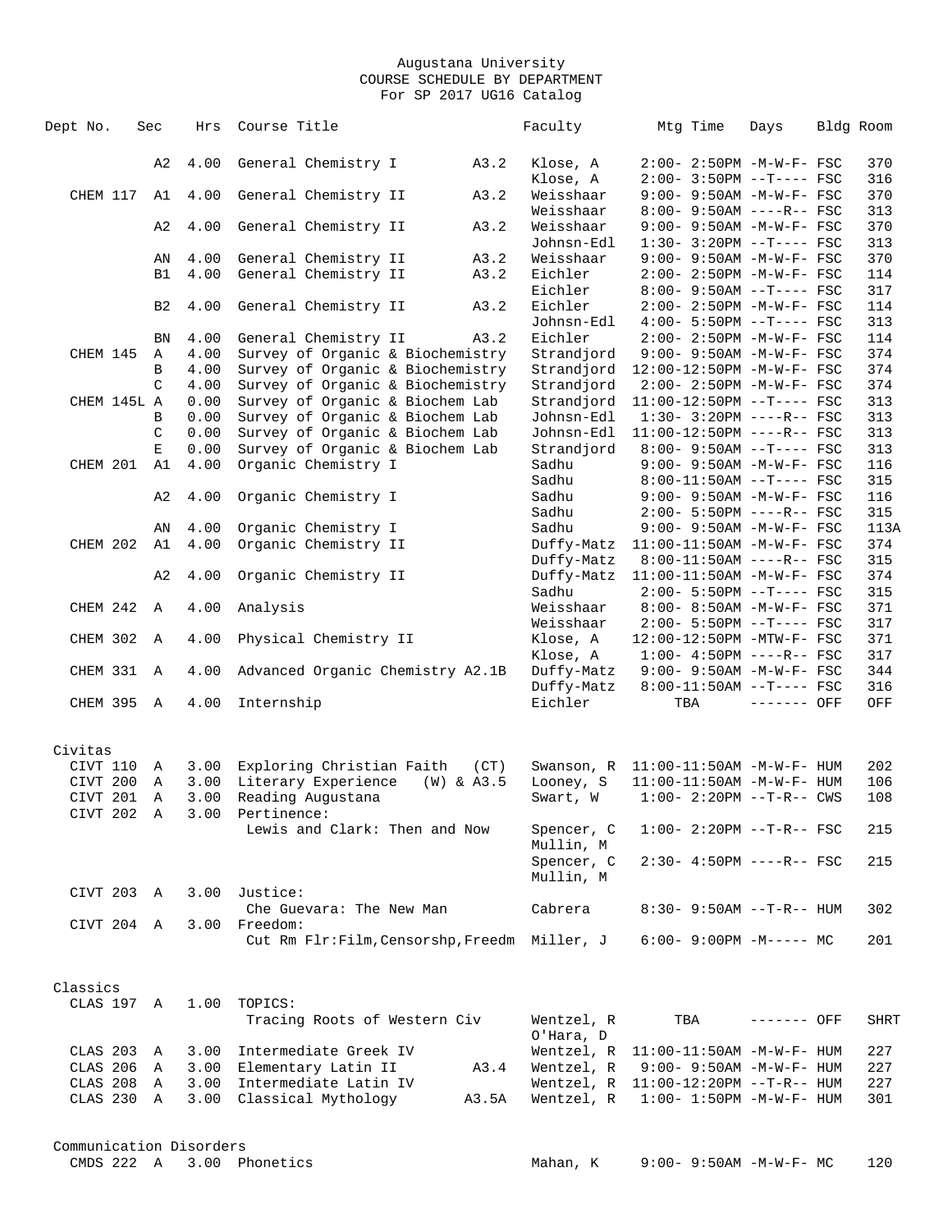Augustana University
COURSE SCHEDULE BY DEPARTMENT
For SP 2017 UG16 Catalog

| Dept No. | Sec | Hrs | Course Title | | Faculty | Mtg Time | Days | Bldg | Room |
|---|---|---|---|---|---|---|---|---|---|
| | A2 | 4.00 | General Chemistry I | A3.2 | Klose, A | 2:00- 2:50PM | -M-W-F- | FSC | 370 |
| | | | | | Klose, A | 2:00- 3:50PM | --T---- | FSC | 316 |
| CHEM 117 | A1 | 4.00 | General Chemistry II | A3.2 | Weisshaar | 9:00- 9:50AM | -M-W-F- | FSC | 370 |
| | | | | | Weisshaar | 8:00- 9:50AM | ----R-- | FSC | 313 |
| | A2 | 4.00 | General Chemistry II | A3.2 | Weisshaar | 9:00- 9:50AM | -M-W-F- | FSC | 370 |
| | | | | | Johnsn-Edl | 1:30- 3:20PM | --T---- | FSC | 313 |
| | AN | 4.00 | General Chemistry II | A3.2 | Weisshaar | 9:00- 9:50AM | -M-W-F- | FSC | 370 |
| | B1 | 4.00 | General Chemistry II | A3.2 | Eichler | 2:00- 2:50PM | -M-W-F- | FSC | 114 |
| | | | | | Eichler | 8:00- 9:50AM | --T---- | FSC | 317 |
| | B2 | 4.00 | General Chemistry II | A3.2 | Eichler | 2:00- 2:50PM | -M-W-F- | FSC | 114 |
| | | | | | Johnsn-Edl | 4:00- 5:50PM | --T---- | FSC | 313 |
| | BN | 4.00 | General Chemistry II | A3.2 | Eichler | 2:00- 2:50PM | -M-W-F- | FSC | 114 |
| CHEM 145 | A | 4.00 | Survey of Organic & Biochemistry | | Strandjord | 9:00- 9:50AM | -M-W-F- | FSC | 374 |
| | B | 4.00 | Survey of Organic & Biochemistry | | Strandjord | 12:00-12:50PM | -M-W-F- | FSC | 374 |
| | C | 4.00 | Survey of Organic & Biochemistry | | Strandjord | 2:00- 2:50PM | -M-W-F- | FSC | 374 |
| CHEM 145L | A | 0.00 | Survey of Organic & Biochem Lab | | Strandjord | 11:00-12:50PM | --T---- | FSC | 313 |
| | B | 0.00 | Survey of Organic & Biochem Lab | | Johnsn-Edl | 1:30- 3:20PM | ----R-- | FSC | 313 |
| | C | 0.00 | Survey of Organic & Biochem Lab | | Johnsn-Edl | 11:00-12:50PM | ----R-- | FSC | 313 |
| | E | 0.00 | Survey of Organic & Biochem Lab | | Strandjord | 8:00- 9:50AM | --T---- | FSC | 313 |
| CHEM 201 | A1 | 4.00 | Organic Chemistry I | | Sadhu | 9:00- 9:50AM | -M-W-F- | FSC | 116 |
| | | | | | Sadhu | 8:00-11:50AM | --T---- | FSC | 315 |
| | A2 | 4.00 | Organic Chemistry I | | Sadhu | 9:00- 9:50AM | -M-W-F- | FSC | 116 |
| | | | | | Sadhu | 2:00- 5:50PM | ----R-- | FSC | 315 |
| | AN | 4.00 | Organic Chemistry I | | Sadhu | 9:00- 9:50AM | -M-W-F- | FSC | 113A |
| CHEM 202 | A1 | 4.00 | Organic Chemistry II | | Duffy-Matz | 11:00-11:50AM | -M-W-F- | FSC | 374 |
| | | | | | Duffy-Matz | 8:00-11:50AM | ----R-- | FSC | 315 |
| | A2 | 4.00 | Organic Chemistry II | | Duffy-Matz | 11:00-11:50AM | -M-W-F- | FSC | 374 |
| | | | | | Sadhu | 2:00- 5:50PM | --T---- | FSC | 315 |
| CHEM 242 | A | 4.00 | Analysis | | Weisshaar | 8:00- 8:50AM | -M-W-F- | FSC | 371 |
| | | | | | Weisshaar | 2:00- 5:50PM | --T---- | FSC | 317 |
| CHEM 302 | A | 4.00 | Physical Chemistry II | | Klose, A | 12:00-12:50PM | -MTW-F- | FSC | 371 |
| | | | | | Klose, A | 1:00- 4:50PM | ----R-- | FSC | 317 |
| CHEM 331 | A | 4.00 | Advanced Organic Chemistry | A2.1B | Duffy-Matz | 9:00- 9:50AM | -M-W-F- | FSC | 344 |
| | | | | | Duffy-Matz | 8:00-11:50AM | --T---- | FSC | 316 |
| CHEM 395 | A | 4.00 | Internship | | Eichler | TBA | ------- | OFF | OFF |

## Civitas

| Dept No. | Sec | Hrs | Course Title | | Faculty | Mtg Time | Days | Bldg | Room |
|---|---|---|---|---|---|---|---|---|---|
| CIVT 110 | A | 3.00 | Exploring Christian Faith | (CT) | Swanson, R | 11:00-11:50AM | -M-W-F- | HUM | 202 |
| CIVT 200 | A | 3.00 | Literary Experience | (W) & A3.5 | Looney, S | 11:00-11:50AM | -M-W-F- | HUM | 106 |
| CIVT 201 | A | 3.00 | Reading Augustana | | Swart, W | 1:00- 2:20PM | --T-R-- | CWS | 108 |
| CIVT 202 | A | 3.00 | Pertinence: | | | | | | |
| | | | Lewis and Clark: Then and Now | | Spencer, C<br>Mullin, M | 1:00- 2:20PM | --T-R-- | FSC | 215 |
| | | | | | Spencer, C<br>Mullin, M | 2:30- 4:50PM | ----R-- | FSC | 215 |
| CIVT 203 | A | 3.00 | Justice: | | | | | | |
| | | | Che Guevara: The New Man | | Cabrera | 8:30- 9:50AM | --T-R-- | HUM | 302 |
| CIVT 204 | A | 3.00 | Freedom: | | | | | | |
| | | | Cut Rm Flr:Film,Censorshp,Freedm | | Miller, J | 6:00- 9:00PM | -M----- | MC | 201 |

## Classics

| Dept No. | Sec | Hrs | Course Title | | Faculty | Mtg Time | Days | Bldg | Room |
|---|---|---|---|---|---|---|---|---|---|
| CLAS 197 | A | 1.00 | TOPICS: | | | | | | |
| | | | Tracing Roots of Western Civ | | Wentzel, R<br>O'Hara, D | TBA | ------- | OFF | SHRT |
| CLAS 203 | A | 3.00 | Intermediate Greek IV | | Wentzel, R | 11:00-11:50AM | -M-W-F- | HUM | 227 |
| CLAS 206 | A | 3.00 | Elementary Latin II | A3.4 | Wentzel, R | 9:00- 9:50AM | -M-W-F- | HUM | 227 |
| CLAS 208 | A | 3.00 | Intermediate Latin IV | | Wentzel, R | 11:00-12:20PM | --T-R-- | HUM | 227 |
| CLAS 230 | A | 3.00 | Classical Mythology | A3.5A | Wentzel, R | 1:00- 1:50PM | -M-W-F- | HUM | 301 |

## Communication Disorders

| Dept No. | Sec | Hrs | Course Title | | Faculty | Mtg Time | Days | Bldg | Room |
|---|---|---|---|---|---|---|---|---|---|
| CMDS 222 | A | 3.00 | Phonetics | | Mahan, K | 9:00- 9:50AM | -M-W-F- | MC | 120 |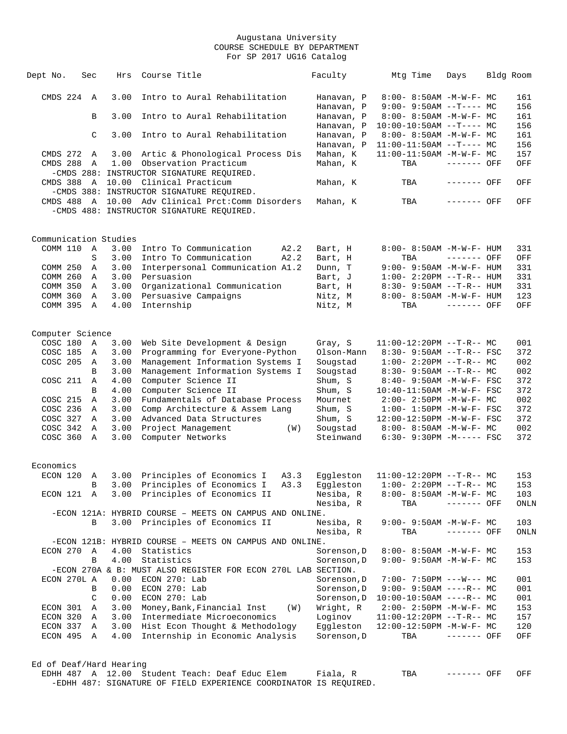Augustana University
COURSE SCHEDULE BY DEPARTMENT
For SP 2017 UG16 Catalog

| Dept | No. | Sec | Hrs | Course Title | Faculty | Mtg Time | Days | Bldg | Room |
|---|---|---|---|---|---|---|---|---|---|
| CMDS | 224 | A | 3.00 | Intro to Aural Rehabilitation | Hanavan, P | 8:00- 8:50AM | -M-W-F- | MC | 161 |
| | | | | | Hanavan, P | 9:00- 9:50AM | --T---- | MC | 156 |
| | | B | 3.00 | Intro to Aural Rehabilitation | Hanavan, P | 8:00- 8:50AM | -M-W-F- | MC | 161 |
| | | | | | Hanavan, P | 10:00-10:50AM | --T---- | MC | 156 |
| | | C | 3.00 | Intro to Aural Rehabilitation | Hanavan, P | 8:00- 8:50AM | -M-W-F- | MC | 161 |
| | | | | | Hanavan, P | 11:00-11:50AM | --T---- | MC | 156 |
| CMDS | 272 | A | 3.00 | Artic & Phonological Process Dis | Mahan, K | 11:00-11:50AM | -M-W-F- | MC | 157 |
| CMDS | 288 | A | 1.00 | Observation Practicum | Mahan, K | TBA | ------- | OFF | OFF |
| -CMDS 288: INSTRUCTOR SIGNATURE REQUIRED. | | | | | | | | | |
| CMDS | 388 | A | 10.00 | Clinical Practicum | Mahan, K | TBA | ------- | OFF | OFF |
| -CMDS 388: INSTRUCTOR SIGNATURE REQUIRED. | | | | | | | | | |
| CMDS | 488 | A | 10.00 | Adv Clinical Prct:Comm Disorders | Mahan, K | TBA | ------- | OFF | OFF |
| -CMDS 488: INSTRUCTOR SIGNATURE REQUIRED. | | | | | | | | | |

Communication Studies

| Dept | No. | Sec | Hrs | Course Title | Faculty | Mtg Time | Days | Bldg | Room |
|---|---|---|---|---|---|---|---|---|---|
| COMM | 110 | A | 3.00 | Intro To Communication A2.2 | Bart, H | 8:00- 8:50AM | -M-W-F- | HUM | 331 |
| | | S | 3.00 | Intro To Communication A2.2 | Bart, H | TBA | ------- | OFF | OFF |
| COMM | 250 | A | 3.00 | Interpersonal Communication A1.2 | Dunn, T | 9:00- 9:50AM | -M-W-F- | HUM | 331 |
| COMM | 260 | A | 3.00 | Persuasion | Bart, J | 1:00- 2:20PM | --T-R-- | HUM | 331 |
| COMM | 350 | A | 3.00 | Organizational Communication | Bart, H | 8:30- 9:50AM | --T-R-- | HUM | 331 |
| COMM | 360 | A | 3.00 | Persuasive Campaigns | Nitz, M | 8:00- 8:50AM | -M-W-F- | HUM | 123 |
| COMM | 395 | A | 4.00 | Internship | Nitz, M | TBA | ------- | OFF | OFF |

Computer Science

| Dept | No. | Sec | Hrs | Course Title | Faculty | Mtg Time | Days | Bldg | Room |
|---|---|---|---|---|---|---|---|---|---|
| COSC | 180 | A | 3.00 | Web Site Development & Design | Gray, S | 11:00-12:20PM | --T-R-- | MC | 001 |
| COSC | 185 | A | 3.00 | Programming for Everyone-Python | Olson-Mann | 8:30- 9:50AM | --T-R-- | FSC | 372 |
| COSC | 205 | A | 3.00 | Management Information Systems I | Sougstad | 1:00- 2:20PM | --T-R-- | MC | 002 |
| | | B | 3.00 | Management Information Systems I | Sougstad | 8:30- 9:50AM | --T-R-- | MC | 002 |
| COSC | 211 | A | 4.00 | Computer Science II | Shum, S | 8:40- 9:50AM | -M-W-F- | FSC | 372 |
| | | B | 4.00 | Computer Science II | Shum, S | 10:40-11:50AM | -M-W-F- | FSC | 372 |
| COSC | 215 | A | 3.00 | Fundamentals of Database Process | Mournet | 2:00- 2:50PM | -M-W-F- | MC | 002 |
| COSC | 236 | A | 3.00 | Comp Architecture & Assem Lang | Shum, S | 1:00- 1:50PM | -M-W-F- | FSC | 372 |
| COSC | 327 | A | 3.00 | Advanced Data Structures | Shum, S | 12:00-12:50PM | -M-W-F- | FSC | 372 |
| COSC | 342 | A | 3.00 | Project Management (W) | Sougstad | 8:00- 8:50AM | -M-W-F- | MC | 002 |
| COSC | 360 | A | 3.00 | Computer Networks | Steinwand | 6:30- 9:30PM | -M----- | FSC | 372 |

Economics

| Dept | No. | Sec | Hrs | Course Title | Faculty | Mtg Time | Days | Bldg | Room |
|---|---|---|---|---|---|---|---|---|---|
| ECON | 120 | A | 3.00 | Principles of Economics I A3.3 | Eggleston | 11:00-12:20PM | --T-R-- | MC | 153 |
| | | B | 3.00 | Principles of Economics I A3.3 | Eggleston | 1:00- 2:20PM | --T-R-- | MC | 153 |
| ECON | 121 | A | 3.00 | Principles of Economics II | Nesiba, R | 8:00- 8:50AM | -M-W-F- | MC | 103 |
| | | | | | Nesiba, R | TBA | ------- | OFF | ONLN |
| -ECON 121A: HYBRID COURSE – MEETS ON CAMPUS AND ONLINE. | | | | | | | | | |
| | | B | 3.00 | Principles of Economics II | Nesiba, R | 9:00- 9:50AM | -M-W-F- | MC | 103 |
| | | | | | Nesiba, R | TBA | ------- | OFF | ONLN |
| -ECON 121B: HYBRID COURSE – MEETS ON CAMPUS AND ONLINE. | | | | | | | | | |
| ECON | 270 | A | 4.00 | Statistics | Sorenson,D | 8:00- 8:50AM | -M-W-F- | MC | 153 |
| | | B | 4.00 | Statistics | Sorenson,D | 9:00- 9:50AM | -M-W-F- | MC | 153 |
| -ECON 270A & B: MUST ALSO REGISTER FOR ECON 270L LAB SECTION. | | | | | | | | | |
| ECON | 270L | A | 0.00 | ECON 270: Lab | Sorenson,D | 7:00- 7:50PM | ---W--- | MC | 001 |
| | | B | 0.00 | ECON 270: Lab | Sorenson,D | 9:00- 9:50AM | ----R-- | MC | 001 |
| | | C | 0.00 | ECON 270: Lab | Sorenson,D | 10:00-10:50AM | ----R-- | MC | 001 |
| ECON | 301 | A | 3.00 | Money,Bank,Financial Inst (W) | Wright, R | 2:00- 2:50PM | -M-W-F- | MC | 153 |
| ECON | 320 | A | 3.00 | Intermediate Microeconomics | Loginov | 11:00-12:20PM | --T-R-- | MC | 157 |
| ECON | 337 | A | 3.00 | Hist Econ Thought & Methodology | Eggleston | 12:00-12:50PM | -M-W-F- | MC | 120 |
| ECON | 495 | A | 4.00 | Internship in Economic Analysis | Sorenson,D | TBA | ------- | OFF | OFF |

Ed of Deaf/Hard Hearing

| Dept | No. | Sec | Hrs | Course Title | Faculty | Mtg Time | Days | Bldg | Room |
|---|---|---|---|---|---|---|---|---|---|
| EDHH | 487 | A | 12.00 | Student Teach: Deaf Educ Elem | Fiala, R | TBA | ------- | OFF | OFF |
| -EDHH 487: SIGNATURE OF FIELD EXPERIENCE COORDINATOR IS REQUIRED. | | | | | | | | | |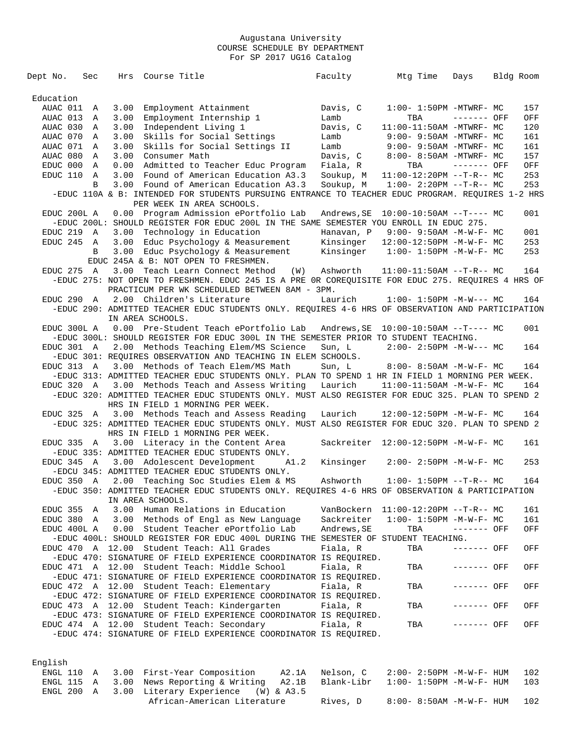Augustana University
COURSE SCHEDULE BY DEPARTMENT
For SP 2017 UG16 Catalog

| Dept | No. | Sec | Hrs | Course Title | Faculty | Mtg Time | Days | Bldg | Room |
|---|---|---|---|---|---|---|---|---|---|
| **Education** | | | | | | | | | |
| AUAC | 011 | A | 3.00 | Employment Attainment | Davis, C | 1:00- 1:50PM | -MTWRF- | MC | 157 |
| AUAC | 013 | A | 3.00 | Employment Internship 1 | Lamb | TBA | ------- | OFF | OFF |
| AUAC | 030 | A | 3.00 | Independent Living 1 | Davis, C | 11:00-11:50AM | -MTWRF- | MC | 120 |
| AUAC | 070 | A | 3.00 | Skills for Social Settings | Lamb | 9:00- 9:50AM | -MTWRF- | MC | 161 |
| AUAC | 071 | A | 3.00 | Skills for Social Settings II | Lamb | 9:00- 9:50AM | -MTWRF- | MC | 161 |
| AUAC | 080 | A | 3.00 | Consumer Math | Davis, C | 8:00- 8:50AM | -MTWRF- | MC | 157 |
| EDUC | 000 | A | 0.00 | Admitted to Teacher Educ Program | Fiala, R | TBA | ------- | OFF | OFF |
| EDUC | 110 | A | 3.00 | Found of American Education A3.3 | Soukup, M | 11:00-12:20PM | --T-R-- | MC | 253 |
| | | B | 3.00 | Found of American Education A3.3 | Soukup, M | 1:00- 2:20PM | --T-R-- | MC | 253 |
| -EDUC 110A & B: INTENDED FOR STUDENTS PURSUING ENTRANCE TO TEACHER EDUC PROGRAM. REQUIRES 1-2 HRS PER WEEK IN AREA SCHOOLS. | | | | | | | | | |
| EDUC | 200L | A | 0.00 | Program Admission ePortfolio Lab | Andrews,SE | 10:00-10:50AM | --T---- | MC | 001 |
| -EDUC 200L: SHOULD REGISTER FOR EDUC 200L IN THE SAME SEMESTER YOU ENROLL IN EDUC 275. | | | | | | | | | |
| EDUC | 219 | A | 3.00 | Technology in Education | Hanavan, P | 9:00- 9:50AM | -M-W-F- | MC | 001 |
| EDUC | 245 | A | 3.00 | Educ Psychology & Measurement | Kinsinger | 12:00-12:50PM | -M-W-F- | MC | 253 |
| | | B | 3.00 | Educ Psychology & Measurement | Kinsinger | 1:00- 1:50PM | -M-W-F- | MC | 253 |
| EDUC 245A & B: NOT OPEN TO FRESHMEN. | | | | | | | | | |
| EDUC | 275 | A | 3.00 | Teach Learn Connect Method (W) | Ashworth | 11:00-11:50AM | --T-R-- | MC | 164 |
| -EDUC 275: NOT OPEN TO FRESHMEN. EDUC 245 IS A PRE 0R COREQUISITE FOR EDUC 275. REQUIRES 4 HRS OF PRACTICUM PER WK SCHEDULED BETWEEN 8AM - 3PM. | | | | | | | | | |
| EDUC | 290 | A | 2.00 | Children's Literature | Laurich | 1:00- 1:50PM | -M-W--- | MC | 164 |
| -EDUC 290: ADMITTED TEACHER EDUC STUDENTS ONLY. REQUIRES 4-6 HRS OF OBSERVATION AND PARTICIPATION IN AREA SCHOOLS. | | | | | | | | | |
| EDUC | 300L | A | 0.00 | Pre-Student Teach ePortfolio Lab | Andrews,SE | 10:00-10:50AM | --T---- | MC | 001 |
| -EDUC 300L: SHOULD REGISTER FOR EDUC 300L IN THE SEMESTER PRIOR TO STUDENT TEACHING. | | | | | | | | | |
| EDUC | 301 | A | 2.00 | Methods Teaching Elem/MS Science | Sun, L | 2:00- 2:50PM | -M-W--- | MC | 164 |
| -EDUC 301: REQUIRES OBSERVATION AND TEACHING IN ELEM SCHOOLS. | | | | | | | | | |
| EDUC | 313 | A | 3.00 | Methods of Teach Elem/MS Math | Sun, L | 8:00- 8:50AM | -M-W-F- | MC | 164 |
| -EDUC 313: ADMITTED TEACHER EDUC STUDENTS ONLY. PLAN TO SPEND 1 HR IN FIELD 1 MORNING PER WEEK. | | | | | | | | | |
| EDUC | 320 | A | 3.00 | Methods Teach and Assess Writing | Laurich | 11:00-11:50AM | -M-W-F- | MC | 164 |
| -EDUC 320: ADMITTED TEACHER EDUC STUDENTS ONLY. MUST ALSO REGISTER FOR EDUC 325. PLAN TO SPEND 2 HRS IN FIELD 1 MORNING PER WEEK. | | | | | | | | | |
| EDUC | 325 | A | 3.00 | Methods Teach and Assess Reading | Laurich | 12:00-12:50PM | -M-W-F- | MC | 164 |
| -EDUC 325: ADMITTED TEACHER EDUC STUDENTS ONLY. MUST ALSO REGISTER FOR EDUC 320. PLAN TO SPEND 2 HRS IN FIELD 1 MORNING PER WEEK. | | | | | | | | | |
| EDUC | 335 | A | 3.00 | Literacy in the Content Area | Sackreiter | 12:00-12:50PM | -M-W-F- | MC | 161 |
| -EDUC 335: ADMITTED TEACHER EDUC STUDENTS ONLY. | | | | | | | | | |
| EDUC | 345 | A | 3.00 | Adolescent Development A1.2 | Kinsinger | 2:00- 2:50PM | -M-W-F- | MC | 253 |
| -EDCU 345: ADMITTED TEACHER EDUC STUDENTS ONLY. | | | | | | | | | |
| EDUC | 350 | A | 2.00 | Teaching Soc Studies Elem & MS | Ashworth | 1:00- 1:50PM | --T-R-- | MC | 164 |
| -EDUC 350: ADMITTED TEACHER EDUC STUDENTS ONLY. REQUIRES 4-6 HRS OF OBSERVATION & PARTICIPATION IN AREA SCHOOLS. | | | | | | | | | |
| EDUC | 355 | A | 3.00 | Human Relations in Education | VanBockern | 11:00-12:20PM | --T-R-- | MC | 161 |
| EDUC | 380 | A | 3.00 | Methods of Engl as New Language | Sackreiter | 1:00- 1:50PM | -M-W-F- | MC | 161 |
| EDUC | 400L | A | 0.00 | Student Teacher ePortfolio Lab | Andrews,SE | TBA | ------- | OFF | OFF |
| -EDUC 400L: SHOULD REGISTER FOR EDUC 400L DURING THE SEMESTER OF STUDENT TEACHING. | | | | | | | | | |
| EDUC | 470 | A | 12.00 | Student Teach: All Grades | Fiala, R | TBA | ------- | OFF | OFF |
| -EDUC 470: SIGNATURE OF FIELD EXPERIENCE COORDINATOR IS REQUIRED. | | | | | | | | | |
| EDUC | 471 | A | 12.00 | Student Teach: Middle School | Fiala, R | TBA | ------- | OFF | OFF |
| -EDUC 471: SIGNATURE OF FIELD EXPERIENCE COORDINATOR IS REQUIRED. | | | | | | | | | |
| EDUC | 472 | A | 12.00 | Student Teach: Elementary | Fiala, R | TBA | ------- | OFF | OFF |
| -EDUC 472: SIGNATURE OF FIELD EXPERIENCE COORDINATOR IS REQUIRED. | | | | | | | | | |
| EDUC | 473 | A | 12.00 | Student Teach: Kindergarten | Fiala, R | TBA | ------- | OFF | OFF |
| -EDUC 473: SIGNATURE OF FIELD EXPERIENCE COORDINATOR IS REQUIRED. | | | | | | | | | |
| EDUC | 474 | A | 12.00 | Student Teach: Secondary | Fiala, R | TBA | ------- | OFF | OFF |
| -EDUC 474: SIGNATURE OF FIELD EXPERIENCE COORDINATOR IS REQUIRED. | | | | | | | | | |
| **English** | | | | | | | | | |
| ENGL | 110 | A | 3.00 | First-Year Composition A2.1A | Nelson, C | 2:00- 2:50PM | -M-W-F- | HUM | 102 |
| ENGL | 115 | A | 3.00 | News Reporting & Writing A2.1B | Blank-Libr | 1:00- 1:50PM | -M-W-F- | HUM | 103 |
| ENGL | 200 | A | 3.00 | Literary Experience (W) & A3.5 African-American Literature | Rives, D | 8:00- 8:50AM | -M-W-F- | HUM | 102 |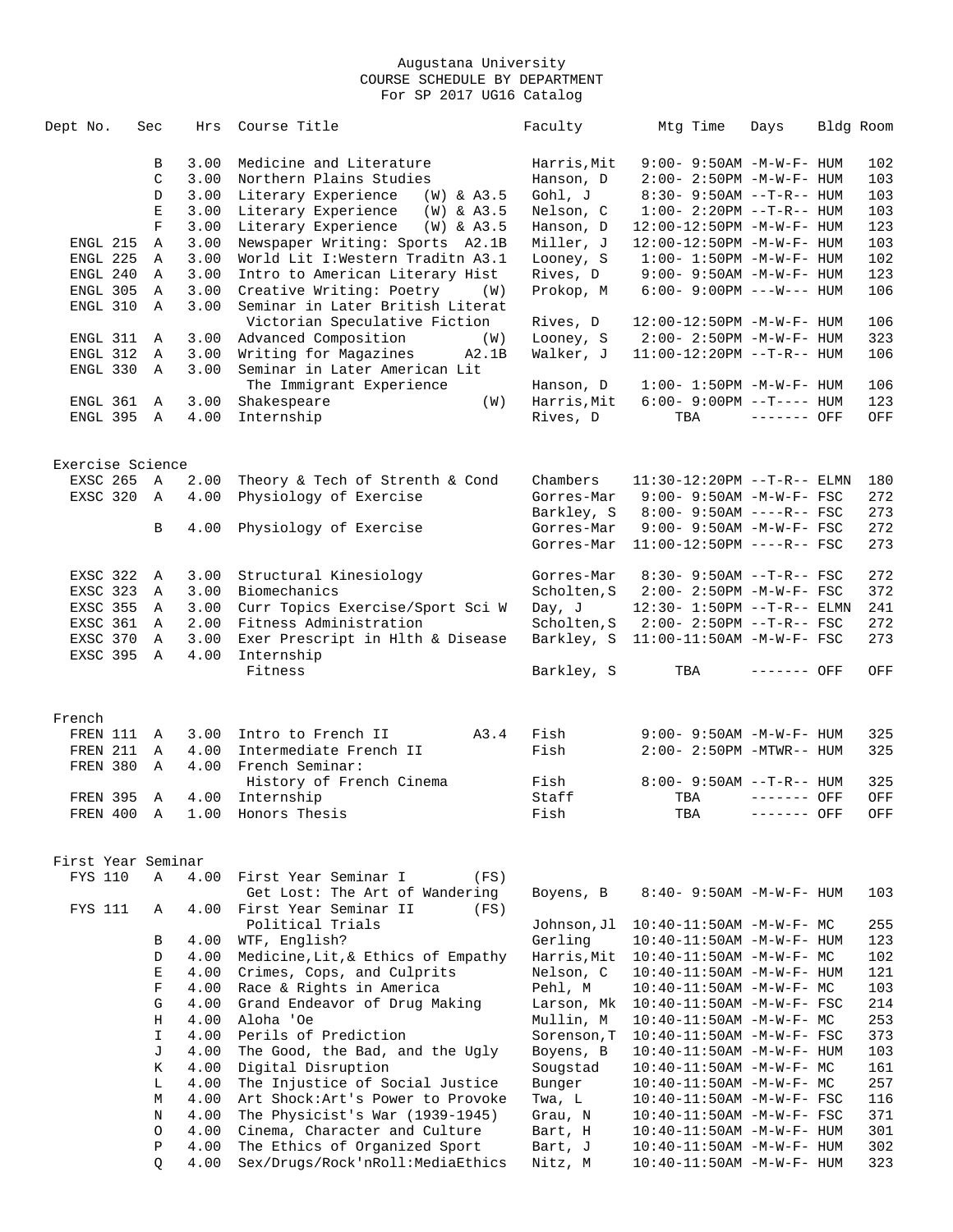Augustana University
COURSE SCHEDULE BY DEPARTMENT
For SP 2017 UG16 Catalog

| Dept No. | Sec | Hrs | Course Title | Faculty | Mtg Time | Days | Bldg | Room |
|---|---|---|---|---|---|---|---|---|
| | B | 3.00 | Medicine and Literature | Harris,Mit | 9:00- 9:50AM | -M-W-F- | HUM | 102 |
| | C | 3.00 | Northern Plains Studies | Hanson, D | 2:00- 2:50PM | -M-W-F- | HUM | 103 |
| | D | 3.00 | Literary Experience (W) & A3.5 | Gohl, J | 8:30- 9:50AM | --T-R-- | HUM | 103 |
| | E | 3.00 | Literary Experience (W) & A3.5 | Nelson, C | 1:00- 2:20PM | --T-R-- | HUM | 103 |
| | F | 3.00 | Literary Experience (W) & A3.5 | Hanson, D | 12:00-12:50PM | -M-W-F- | HUM | 123 |
| ENGL 215 | A | 3.00 | Newspaper Writing: Sports A2.1B | Miller, J | 12:00-12:50PM | -M-W-F- | HUM | 103 |
| ENGL 225 | A | 3.00 | World Lit I:Western Traditn A3.1 | Looney, S | 1:00- 1:50PM | -M-W-F- | HUM | 102 |
| ENGL 240 | A | 3.00 | Intro to American Literary Hist | Rives, D | 9:00- 9:50AM | -M-W-F- | HUM | 123 |
| ENGL 305 | A | 3.00 | Creative Writing: Poetry (W) | Prokop, M | 6:00- 9:00PM | ---W--- | HUM | 106 |
| ENGL 310 | A | 3.00 | Seminar in Later British Literat | | | | | |
| | | | Victorian Speculative Fiction | Rives, D | 12:00-12:50PM | -M-W-F- | HUM | 106 |
| ENGL 311 | A | 3.00 | Advanced Composition (W) | Looney, S | 2:00- 2:50PM | -M-W-F- | HUM | 323 |
| ENGL 312 | A | 3.00 | Writing for Magazines A2.1B | Walker, J | 11:00-12:20PM | --T-R-- | HUM | 106 |
| ENGL 330 | A | 3.00 | Seminar in Later American Lit | | | | | |
| | | | The Immigrant Experience | Hanson, D | 1:00- 1:50PM | -M-W-F- | HUM | 106 |
| ENGL 361 | A | 3.00 | Shakespeare (W) | Harris,Mit | 6:00- 9:00PM | --T---- | HUM | 123 |
| ENGL 395 | A | 4.00 | Internship | Rives, D | TBA | ------- | OFF | OFF |
| **Exercise Science** | | | | | | | | |
| EXSC 265 | A | 2.00 | Theory & Tech of Strenth & Cond | Chambers | 11:30-12:20PM | --T-R-- | ELMN | 180 |
| EXSC 320 | A | 4.00 | Physiology of Exercise | Gorres-Mar | 9:00- 9:50AM | -M-W-F- | FSC | 272 |
| | | | | Barkley, S | 8:00- 9:50AM | ----R-- | FSC | 273 |
| | B | 4.00 | Physiology of Exercise | Gorres-Mar | 9:00- 9:50AM | -M-W-F- | FSC | 272 |
| | | | | Gorres-Mar | 11:00-12:50PM | ----R-- | FSC | 273 |
| EXSC 322 | A | 3.00 | Structural Kinesiology | Gorres-Mar | 8:30- 9:50AM | --T-R-- | FSC | 272 |
| EXSC 323 | A | 3.00 | Biomechanics | Scholten,S | 2:00- 2:50PM | -M-W-F- | FSC | 372 |
| EXSC 355 | A | 3.00 | Curr Topics Exercise/Sport Sci W | Day, J | 12:30- 1:50PM | --T-R-- | ELMN | 241 |
| EXSC 361 | A | 2.00 | Fitness Administration | Scholten,S | 2:00- 2:50PM | --T-R-- | FSC | 272 |
| EXSC 370 | A | 3.00 | Exer Prescript in Hlth & Disease | Barkley, S | 11:00-11:50AM | -M-W-F- | FSC | 273 |
| EXSC 395 | A | 4.00 | Internship | | | | | |
| | | | Fitness | Barkley, S | TBA | ------- | OFF | OFF |
| **French** | | | | | | | | |
| FREN 111 | A | 3.00 | Intro to French II A3.4 | Fish | 9:00- 9:50AM | -M-W-F- | HUM | 325 |
| FREN 211 | A | 4.00 | Intermediate French II | Fish | 2:00- 2:50PM | -MTWR-- | HUM | 325 |
| FREN 380 | A | 4.00 | French Seminar: | | | | | |
| | | | History of French Cinema | Fish | 8:00- 9:50AM | --T-R-- | HUM | 325 |
| FREN 395 | A | 4.00 | Internship | Staff | TBA | ------- | OFF | OFF |
| FREN 400 | A | 1.00 | Honors Thesis | Fish | TBA | ------- | OFF | OFF |
| **First Year Seminar** | | | | | | | | |
| FYS 110 | A | 4.00 | First Year Seminar I (FS) | | | | | |
| | | | Get Lost: The Art of Wandering | Boyens, B | 8:40- 9:50AM | -M-W-F- | HUM | 103 |
| FYS 111 | A | 4.00 | First Year Seminar II (FS) | | | | | |
| | | | Political Trials | Johnson,Jl | 10:40-11:50AM | -M-W-F- | MC | 255 |
| | B | 4.00 | WTF, English? | Gerling | 10:40-11:50AM | -M-W-F- | HUM | 123 |
| | D | 4.00 | Medicine,Lit,& Ethics of Empathy | Harris,Mit | 10:40-11:50AM | -M-W-F- | MC | 102 |
| | E | 4.00 | Crimes, Cops, and Culprits | Nelson, C | 10:40-11:50AM | -M-W-F- | HUM | 121 |
| | F | 4.00 | Race & Rights in America | Pehl, M | 10:40-11:50AM | -M-W-F- | MC | 103 |
| | G | 4.00 | Grand Endeavor of Drug Making | Larson, Mk | 10:40-11:50AM | -M-W-F- | FSC | 214 |
| | H | 4.00 | Aloha 'Oe | Mullin, M | 10:40-11:50AM | -M-W-F- | MC | 253 |
| | I | 4.00 | Perils of Prediction | Sorenson,T | 10:40-11:50AM | -M-W-F- | FSC | 373 |
| | J | 4.00 | The Good, the Bad, and the Ugly | Boyens, B | 10:40-11:50AM | -M-W-F- | HUM | 103 |
| | K | 4.00 | Digital Disruption | Sougstad | 10:40-11:50AM | -M-W-F- | MC | 161 |
| | L | 4.00 | The Injustice of Social Justice | Bunger | 10:40-11:50AM | -M-W-F- | MC | 257 |
| | M | 4.00 | Art Shock:Art's Power to Provoke | Twa, L | 10:40-11:50AM | -M-W-F- | FSC | 116 |
| | N | 4.00 | The Physicist's War (1939-1945) | Grau, N | 10:40-11:50AM | -M-W-F- | FSC | 371 |
| | O | 4.00 | Cinema, Character and Culture | Bart, H | 10:40-11:50AM | -M-W-F- | HUM | 301 |
| | P | 4.00 | The Ethics of Organized Sport | Bart, J | 10:40-11:50AM | -M-W-F- | HUM | 302 |
| | Q | 4.00 | Sex/Drugs/Rock'nRoll:MediaEthics | Nitz, M | 10:40-11:50AM | -M-W-F- | HUM | 323 |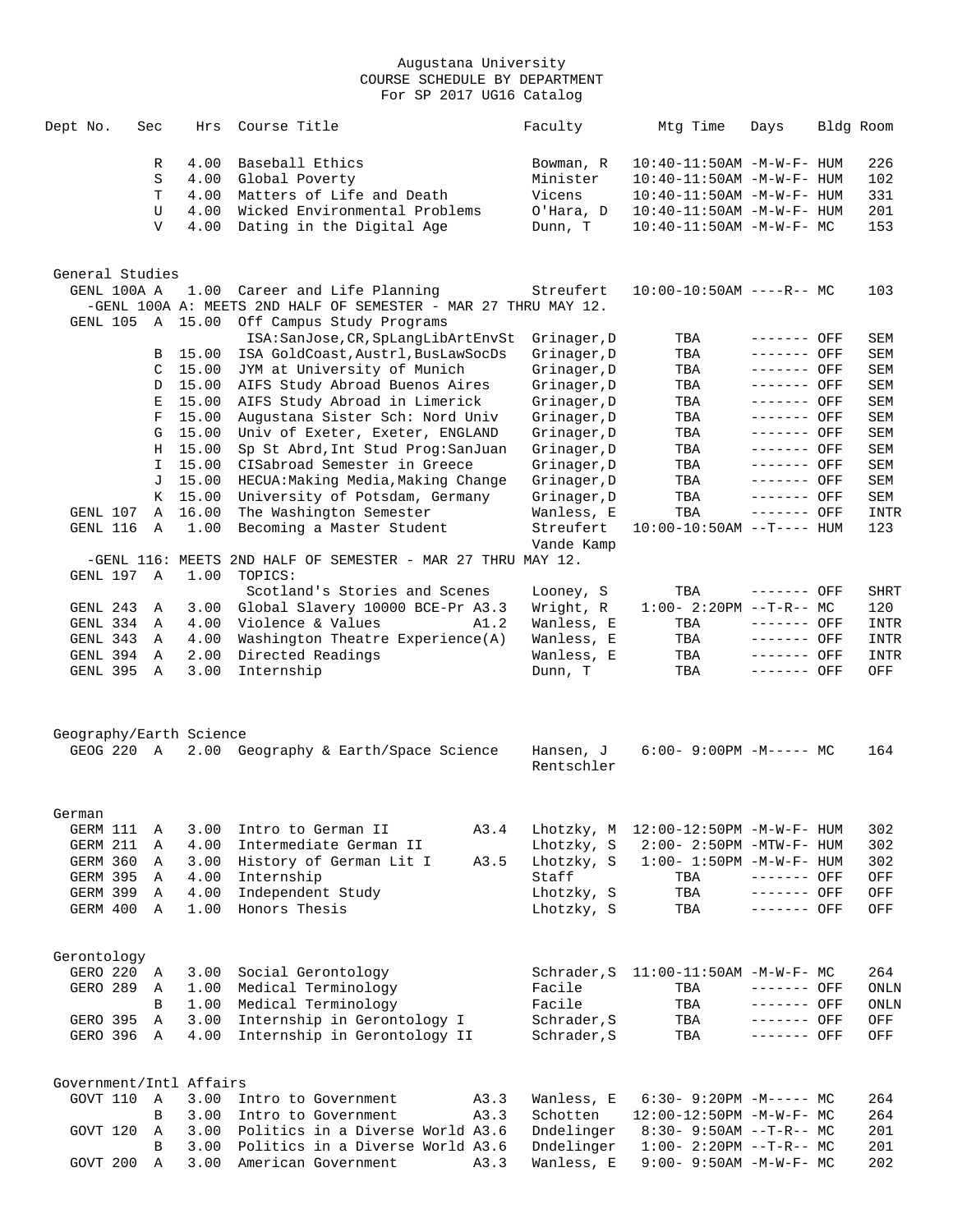Augustana University
COURSE SCHEDULE BY DEPARTMENT
For SP 2017 UG16 Catalog

| Dept No. | Sec | Hrs | Course Title | | Faculty | Mtg Time | Days | Bldg | Room |
|---|---|---|---|---|---|---|---|---|---|
| | R | 4.00 | Baseball Ethics | | Bowman, R | 10:40-11:50AM | -M-W-F- | HUM | 226 |
| | S | 4.00 | Global Poverty | | Minister | 10:40-11:50AM | -M-W-F- | HUM | 102 |
| | T | 4.00 | Matters of Life and Death | | Vicens | 10:40-11:50AM | -M-W-F- | HUM | 331 |
| | U | 4.00 | Wicked Environmental Problems | | O'Hara, D | 10:40-11:50AM | -M-W-F- | HUM | 201 |
| | V | 4.00 | Dating in the Digital Age | | Dunn, T | 10:40-11:50AM | -M-W-F- | MC | 153 |
| **General Studies** | | | | | | | | | |
| GENL 100A | A | 1.00 | Career and Life Planning | | Streufert | 10:00-10:50AM | ----R-- | MC | 103 |
| -GENL 100A A: MEETS 2ND HALF OF SEMESTER - MAR 27 THRU MAY 12. | | | | | | | | | |
| GENL 105 | A | 15.00 | Off Campus Study Programs ISA:SanJose,CR,SpLangLibArtEnvSt | | Grinager,D | TBA | ------- | OFF | SEM |
| | B | 15.00 | ISA GoldCoast,Austrl,BusLawSocDs | | Grinager,D | TBA | ------- | OFF | SEM |
| | C | 15.00 | JYM at University of Munich | | Grinager,D | TBA | ------- | OFF | SEM |
| | D | 15.00 | AIFS Study Abroad Buenos Aires | | Grinager,D | TBA | ------- | OFF | SEM |
| | E | 15.00 | AIFS Study Abroad in Limerick | | Grinager,D | TBA | ------- | OFF | SEM |
| | F | 15.00 | Augustana Sister Sch: Nord Univ | | Grinager,D | TBA | ------- | OFF | SEM |
| | G | 15.00 | Univ of Exeter, Exeter, ENGLAND | | Grinager,D | TBA | ------- | OFF | SEM |
| | H | 15.00 | Sp St Abrd,Int Stud Prog:SanJuan | | Grinager,D | TBA | ------- | OFF | SEM |
| | I | 15.00 | CISabroad Semester in Greece | | Grinager,D | TBA | ------- | OFF | SEM |
| | J | 15.00 | HECUA:Making Media,Making Change | | Grinager,D | TBA | ------- | OFF | SEM |
| | K | 15.00 | University of Potsdam, Germany | | Grinager,D | TBA | ------- | OFF | SEM |
| GENL 107 | A | 16.00 | The Washington Semester | | Wanless, E | TBA | ------- | OFF | INTR |
| GENL 116 | A | 1.00 | Becoming a Master Student | | Streufert Vande Kamp | 10:00-10:50AM | --T---- | HUM | 123 |
| -GENL 116: MEETS 2ND HALF OF SEMESTER - MAR 27 THRU MAY 12. | | | | | | | | | |
| GENL 197 | A | 1.00 | TOPICS: Scotland's Stories and Scenes | | Looney, S | TBA | ------- | OFF | SHRT |
| GENL 243 | A | 3.00 | Global Slavery 10000 BCE-Pr | A3.3 | Wright, R | 1:00- 2:20PM | --T-R-- | MC | 120 |
| GENL 334 | A | 4.00 | Violence & Values | A1.2 | Wanless, E | TBA | ------- | OFF | INTR |
| GENL 343 | A | 4.00 | Washington Theatre Experience(A) | | Wanless, E | TBA | ------- | OFF | INTR |
| GENL 394 | A | 2.00 | Directed Readings | | Wanless, E | TBA | ------- | OFF | INTR |
| GENL 395 | A | 3.00 | Internship | | Dunn, T | TBA | ------- | OFF | OFF |
| **Geography/Earth Science** | | | | | | | | | |
| GEOG 220 | A | 2.00 | Geography & Earth/Space Science | | Hansen, J Rentschler | 6:00- 9:00PM | -M----- | MC | 164 |
| **German** | | | | | | | | | |
| GERM 111 | A | 3.00 | Intro to German II | A3.4 | Lhotzky, M | 12:00-12:50PM | -M-W-F- | HUM | 302 |
| GERM 211 | A | 4.00 | Intermediate German II | | Lhotzky, S | 2:00- 2:50PM | -MTW-F- | HUM | 302 |
| GERM 360 | A | 3.00 | History of German Lit I | A3.5 | Lhotzky, S | 1:00- 1:50PM | -M-W-F- | HUM | 302 |
| GERM 395 | A | 4.00 | Internship | | Staff | TBA | ------- | OFF | OFF |
| GERM 399 | A | 4.00 | Independent Study | | Lhotzky, S | TBA | ------- | OFF | OFF |
| GERM 400 | A | 1.00 | Honors Thesis | | Lhotzky, S | TBA | ------- | OFF | OFF |
| **Gerontology** | | | | | | | | | |
| GERO 220 | A | 3.00 | Social Gerontology | | Schrader,S | 11:00-11:50AM | -M-W-F- | MC | 264 |
| GERO 289 | A | 1.00 | Medical Terminology | | Facile | TBA | ------- | OFF | ONLN |
| | B | 1.00 | Medical Terminology | | Facile | TBA | ------- | OFF | ONLN |
| GERO 395 | A | 3.00 | Internship in Gerontology I | | Schrader,S | TBA | ------- | OFF | OFF |
| GERO 396 | A | 4.00 | Internship in Gerontology II | | Schrader,S | TBA | ------- | OFF | OFF |
| **Government/Intl Affairs** | | | | | | | | | |
| GOVT 110 | A | 3.00 | Intro to Government | A3.3 | Wanless, E | 6:30- 9:20PM | -M----- | MC | 264 |
| | B | 3.00 | Intro to Government | A3.3 | Schotten | 12:00-12:50PM | -M-W-F- | MC | 264 |
| GOVT 120 | A | 3.00 | Politics in a Diverse World | A3.6 | Dndelinger | 8:30- 9:50AM | --T-R-- | MC | 201 |
| | B | 3.00 | Politics in a Diverse World | A3.6 | Dndelinger | 1:00- 2:20PM | --T-R-- | MC | 201 |
| GOVT 200 | A | 3.00 | American Government | A3.3 | Wanless, E | 9:00- 9:50AM | -M-W-F- | MC | 202 |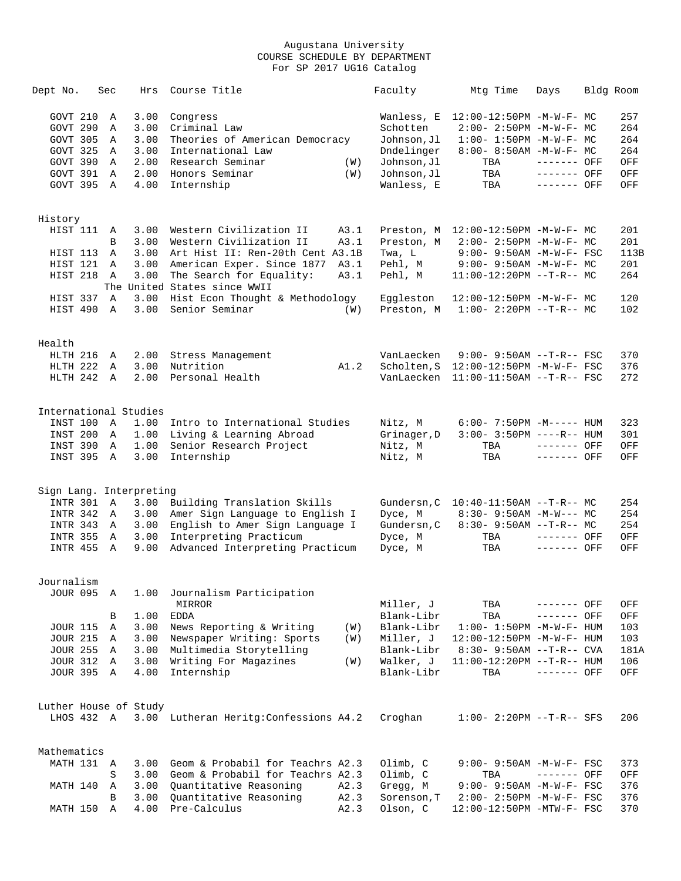Augustana University
COURSE SCHEDULE BY DEPARTMENT
For SP 2017 UG16 Catalog

| Dept No. | Sec | Hrs | Course Title | | Faculty | Mtg Time | Days | Bldg | Room |
|---|---|---|---|---|---|---|---|---|---|
| GOVT 210 | A | 3.00 | Congress | | Wanless, E | 12:00-12:50PM | -M-W-F- | MC | 257 |
| GOVT 290 | A | 3.00 | Criminal Law | | Schotten | 2:00- 2:50PM | -M-W-F- | MC | 264 |
| GOVT 305 | A | 3.00 | Theories of American Democracy | | Johnson,Jl | 1:00- 1:50PM | -M-W-F- | MC | 264 |
| GOVT 325 | A | 3.00 | International Law | | Dndelinger | 8:00- 8:50AM | -M-W-F- | MC | 264 |
| GOVT 390 | A | 2.00 | Research Seminar | (W) | Johnson,Jl | TBA | ------- | OFF | OFF |
| GOVT 391 | A | 2.00 | Honors Seminar | (W) | Johnson,Jl | TBA | ------- | OFF | OFF |
| GOVT 395 | A | 4.00 | Internship | | Wanless, E | TBA | ------- | OFF | OFF |
| **History** | | | | | | | | | |
| HIST 111 | A | 3.00 | Western Civilization II | A3.1 | Preston, M | 12:00-12:50PM | -M-W-F- | MC | 201 |
| | B | 3.00 | Western Civilization II | A3.1 | Preston, M | 2:00- 2:50PM | -M-W-F- | MC | 201 |
| HIST 113 | A | 3.00 | Art Hist II: Ren-20th Cent | A3.1B | Twa, L | 9:00- 9:50AM | -M-W-F- | FSC | 113B |
| HIST 121 | A | 3.00 | American Exper. Since 1877 | A3.1 | Pehl, M | 9:00- 9:50AM | -M-W-F- | MC | 201 |
| HIST 218 | A | 3.00 | The Search for Equality: The United States since WWII | A3.1 | Pehl, M | 11:00-12:20PM | --T-R-- | MC | 264 |
| HIST 337 | A | 3.00 | Hist Econ Thought & Methodology | | Eggleston | 12:00-12:50PM | -M-W-F- | MC | 120 |
| HIST 490 | A | 3.00 | Senior Seminar | (W) | Preston, M | 1:00- 2:20PM | --T-R-- | MC | 102 |
| **Health** | | | | | | | | | |
| HLTH 216 | A | 2.00 | Stress Management | | VanLaecken | 9:00- 9:50AM | --T-R-- | FSC | 370 |
| HLTH 222 | A | 3.00 | Nutrition | A1.2 | Scholten,S | 12:00-12:50PM | -M-W-F- | FSC | 376 |
| HLTH 242 | A | 2.00 | Personal Health | | VanLaecken | 11:00-11:50AM | --T-R-- | FSC | 272 |
| **International Studies** | | | | | | | | | |
| INST 100 | A | 1.00 | Intro to International Studies | | Nitz, M | 6:00- 7:50PM | -M----- | HUM | 323 |
| INST 200 | A | 1.00 | Living & Learning Abroad | | Grinager,D | 3:00- 3:50PM | ----R-- | HUM | 301 |
| INST 390 | A | 1.00 | Senior Research Project | | Nitz, M | TBA | ------- | OFF | OFF |
| INST 395 | A | 3.00 | Internship | | Nitz, M | TBA | ------- | OFF | OFF |
| **Sign Lang. Interpreting** | | | | | | | | | |
| INTR 301 | A | 3.00 | Building Translation Skills | | Gundersn,C | 10:40-11:50AM | --T-R-- | MC | 254 |
| INTR 342 | A | 3.00 | Amer Sign Language to English I | | Dyce, M | 8:30- 9:50AM | -M-W--- | MC | 254 |
| INTR 343 | A | 3.00 | English to Amer Sign Language I | | Gundersn,C | 8:30- 9:50AM | --T-R-- | MC | 254 |
| INTR 355 | A | 3.00 | Interpreting Practicum | | Dyce, M | TBA | ------- | OFF | OFF |
| INTR 455 | A | 9.00 | Advanced Interpreting Practicum | | Dyce, M | TBA | ------- | OFF | OFF |
| **Journalism** | | | | | | | | | |
| JOUR 095 | A | 1.00 | Journalism Participation MIRROR | | Miller, J | TBA | ------- | OFF | OFF |
| | B | 1.00 | EDDA | | Blank-Libr | TBA | ------- | OFF | OFF |
| JOUR 115 | A | 3.00 | News Reporting & Writing | (W) | Blank-Libr | 1:00- 1:50PM | -M-W-F- | HUM | 103 |
| JOUR 215 | A | 3.00 | Newspaper Writing: Sports | (W) | Miller, J | 12:00-12:50PM | -M-W-F- | HUM | 103 |
| JOUR 255 | A | 3.00 | Multimedia Storytelling | | Blank-Libr | 8:30- 9:50AM | --T-R-- | CVA | 181A |
| JOUR 312 | A | 3.00 | Writing For Magazines | (W) | Walker, J | 11:00-12:20PM | --T-R-- | HUM | 106 |
| JOUR 395 | A | 4.00 | Internship | | Blank-Libr | TBA | ------- | OFF | OFF |
| **Luther House of Study** | | | | | | | | | |
| LHOS 432 | A | 3.00 | Lutheran Heritg:Confessions | A4.2 | Croghan | 1:00- 2:20PM | --T-R-- | SFS | 206 |
| **Mathematics** | | | | | | | | | |
| MATH 131 | A | 3.00 | Geom & Probabil for Teachrs | A2.3 | Olimb, C | 9:00- 9:50AM | -M-W-F- | FSC | 373 |
| | S | 3.00 | Geom & Probabil for Teachrs | A2.3 | Olimb, C | TBA | ------- | OFF | OFF |
| MATH 140 | A | 3.00 | Quantitative Reasoning | A2.3 | Gregg, M | 9:00- 9:50AM | -M-W-F- | FSC | 376 |
| | B | 3.00 | Quantitative Reasoning | A2.3 | Sorenson,T | 2:00- 2:50PM | -M-W-F- | FSC | 376 |
| MATH 150 | A | 4.00 | Pre-Calculus | A2.3 | Olson, C | 12:00-12:50PM | -MTW-F- | FSC | 370 |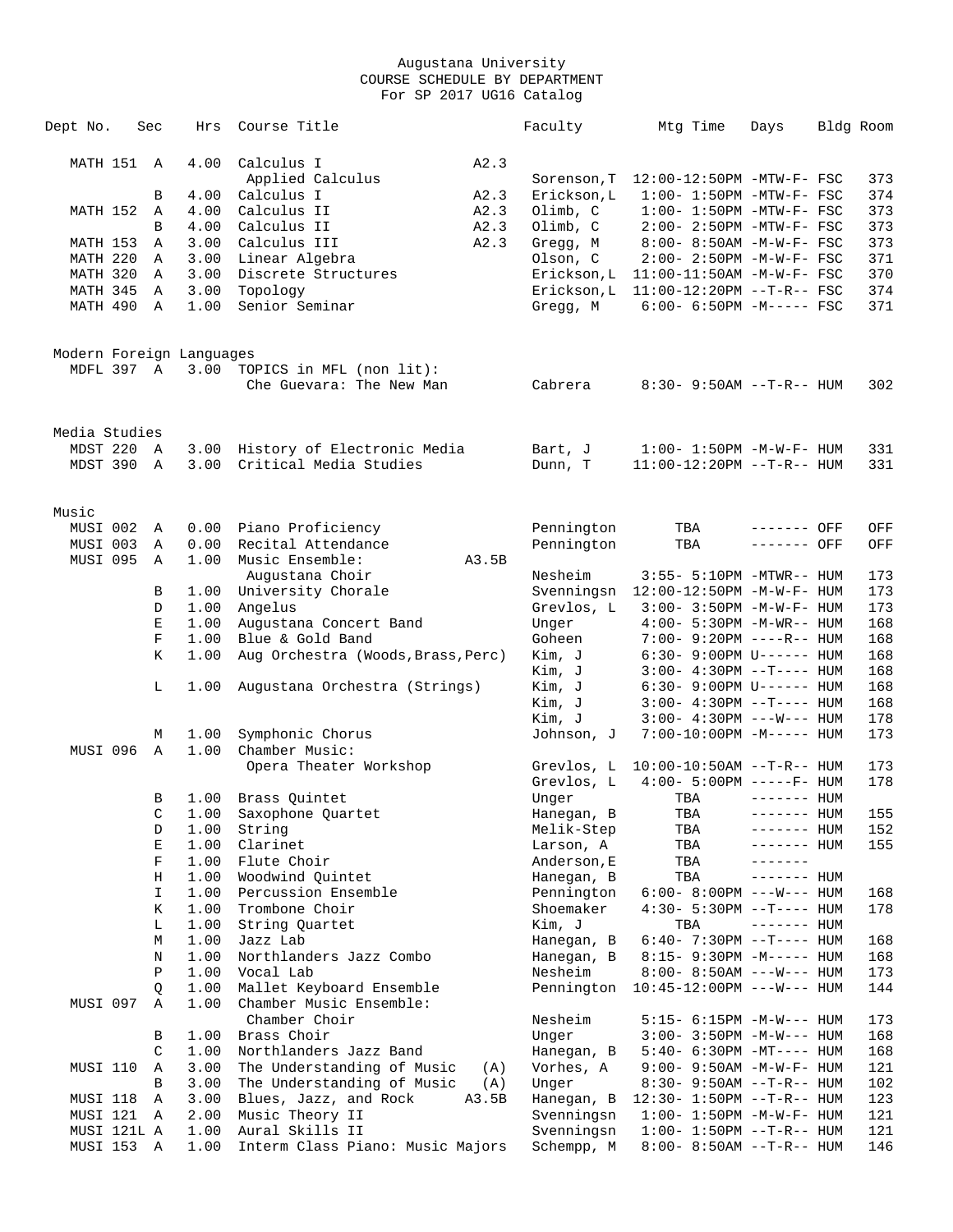Augustana University
COURSE SCHEDULE BY DEPARTMENT
For SP 2017 UG16 Catalog

| Dept No. | Sec | Hrs | Course Title | | Faculty | Mtg Time | Days | Bldg | Room |
|---|---|---|---|---|---|---|---|---|---|
| MATH 151 | A | 4.00 | Calculus I | A2.3 | | | | | |
| | | | Applied Calculus | | Sorenson,T | 12:00-12:50PM | -MTW-F- | FSC | 373 |
| | B | 4.00 | Calculus I | A2.3 | Erickson,L | 1:00- 1:50PM | -MTW-F- | FSC | 374 |
| MATH 152 | A | 4.00 | Calculus II | A2.3 | Olimb, C | 1:00- 1:50PM | -MTW-F- | FSC | 373 |
| | B | 4.00 | Calculus II | A2.3 | Olimb, C | 2:00- 2:50PM | -MTW-F- | FSC | 373 |
| MATH 153 | A | 3.00 | Calculus III | A2.3 | Gregg, M | 8:00- 8:50AM | -M-W-F- | FSC | 373 |
| MATH 220 | A | 3.00 | Linear Algebra | | Olson, C | 2:00- 2:50PM | -M-W-F- | FSC | 371 |
| MATH 320 | A | 3.00 | Discrete Structures | | Erickson,L | 11:00-11:50AM | -M-W-F- | FSC | 370 |
| MATH 345 | A | 3.00 | Topology | | Erickson,L | 11:00-12:20PM | --T-R-- | FSC | 374 |
| MATH 490 | A | 1.00 | Senior Seminar | | Gregg, M | 6:00- 6:50PM | -M----- | FSC | 371 |
| **Modern Foreign Languages** | | | | | | | | | |
| MDFL 397 | A | 3.00 | TOPICS in MFL (non lit): | | | | | | |
| | | | Che Guevara: The New Man | | Cabrera | 8:30- 9:50AM | --T-R-- | HUM | 302 |
| **Media Studies** | | | | | | | | | |
| MDST 220 | A | 3.00 | History of Electronic Media | | Bart, J | 1:00- 1:50PM | -M-W-F- | HUM | 331 |
| MDST 390 | A | 3.00 | Critical Media Studies | | Dunn, T | 11:00-12:20PM | --T-R-- | HUM | 331 |
| **Music** | | | | | | | | | |
| MUSI 002 | A | 0.00 | Piano Proficiency | | Pennington | TBA | ------- | OFF | OFF |
| MUSI 003 | A | 0.00 | Recital Attendance | | Pennington | TBA | ------- | OFF | OFF |
| MUSI 095 | A | 1.00 | Music Ensemble: | A3.5B | | | | | |
| | | | Augustana Choir | | Nesheim | 3:55- 5:10PM | -MTWR-- | HUM | 173 |
| | B | 1.00 | University Chorale | | Svenningsn | 12:00-12:50PM | -M-W-F- | HUM | 173 |
| | D | 1.00 | Angelus | | Grevlos, L | 3:00- 3:50PM | -M-W-F- | HUM | 173 |
| | E | 1.00 | Augustana Concert Band | | Unger | 4:00- 5:30PM | -M-WR-- | HUM | 168 |
| | F | 1.00 | Blue & Gold Band | | Goheen | 7:00- 9:20PM | ----R-- | HUM | 168 |
| | K | 1.00 | Aug Orchestra (Woods,Brass,Perc) | | Kim, J | 6:30- 9:00PM | U------ | HUM | 168 |
| | | | | | Kim, J | 3:00- 4:30PM | --T---- | HUM | 168 |
| | L | 1.00 | Augustana Orchestra (Strings) | | Kim, J | 6:30- 9:00PM | U------ | HUM | 168 |
| | | | | | Kim, J | 3:00- 4:30PM | --T---- | HUM | 168 |
| | | | | | Kim, J | 3:00- 4:30PM | ---W--- | HUM | 178 |
| | M | 1.00 | Symphonic Chorus | | Johnson, J | 7:00-10:00PM | -M----- | HUM | 173 |
| MUSI 096 | A | 1.00 | Chamber Music: | | | | | | |
| | | | Opera Theater Workshop | | Grevlos, L | 10:00-10:50AM | --T-R-- | HUM | 173 |
| | | | | | Grevlos, L | 4:00- 5:00PM | -----F- | HUM | 178 |
| | B | 1.00 | Brass Quintet | | Unger | TBA | ------- | HUM | |
| | C | 1.00 | Saxophone Quartet | | Hanegan, B | TBA | ------- | HUM | 155 |
| | D | 1.00 | String | | Melik-Step | TBA | ------- | HUM | 152 |
| | E | 1.00 | Clarinet | | Larson, A | TBA | ------- | HUM | 155 |
| | F | 1.00 | Flute Choir | | Anderson,E | TBA | ------- | | |
| | H | 1.00 | Woodwind Quintet | | Hanegan, B | TBA | ------- | HUM | |
| | I | 1.00 | Percussion Ensemble | | Pennington | 6:00- 8:00PM | ---W--- | HUM | 168 |
| | K | 1.00 | Trombone Choir | | Shoemaker | 4:30- 5:30PM | --T---- | HUM | 178 |
| | L | 1.00 | String Quartet | | Kim, J | TBA | ------- | HUM | |
| | M | 1.00 | Jazz Lab | | Hanegan, B | 6:40- 7:30PM | --T---- | HUM | 168 |
| | N | 1.00 | Northlanders Jazz Combo | | Hanegan, B | 8:15- 9:30PM | -M----- | HUM | 168 |
| | P | 1.00 | Vocal Lab | | Nesheim | 8:00- 8:50AM | ---W--- | HUM | 173 |
| | Q | 1.00 | Mallet Keyboard Ensemble | | Pennington | 10:45-12:00PM | ---W--- | HUM | 144 |
| MUSI 097 | A | 1.00 | Chamber Music Ensemble: | | | | | | |
| | | | Chamber Choir | | Nesheim | 5:15- 6:15PM | -M-W--- | HUM | 173 |
| | B | 1.00 | Brass Choir | | Unger | 3:00- 3:50PM | -M-W--- | HUM | 168 |
| | C | 1.00 | Northlanders Jazz Band | | Hanegan, B | 5:40- 6:30PM | -MT---- | HUM | 168 |
| MUSI 110 | A | 3.00 | The Understanding of Music | (A) | Vorhes, A | 9:00- 9:50AM | -M-W-F- | HUM | 121 |
| | B | 3.00 | The Understanding of Music | (A) | Unger | 8:30- 9:50AM | --T-R-- | HUM | 102 |
| MUSI 118 | A | 3.00 | Blues, Jazz, and Rock | A3.5B | Hanegan, B | 12:30- 1:50PM | --T-R-- | HUM | 123 |
| MUSI 121 | A | 2.00 | Music Theory II | | Svenningsn | 1:00- 1:50PM | -M-W-F- | HUM | 121 |
| MUSI 121L | A | 1.00 | Aural Skills II | | Svenningsn | 1:00- 1:50PM | --T-R-- | HUM | 121 |
| MUSI 153 | A | 1.00 | Interm Class Piano: Music Majors | | Schempp, M | 8:00- 8:50AM | --T-R-- | HUM | 146 |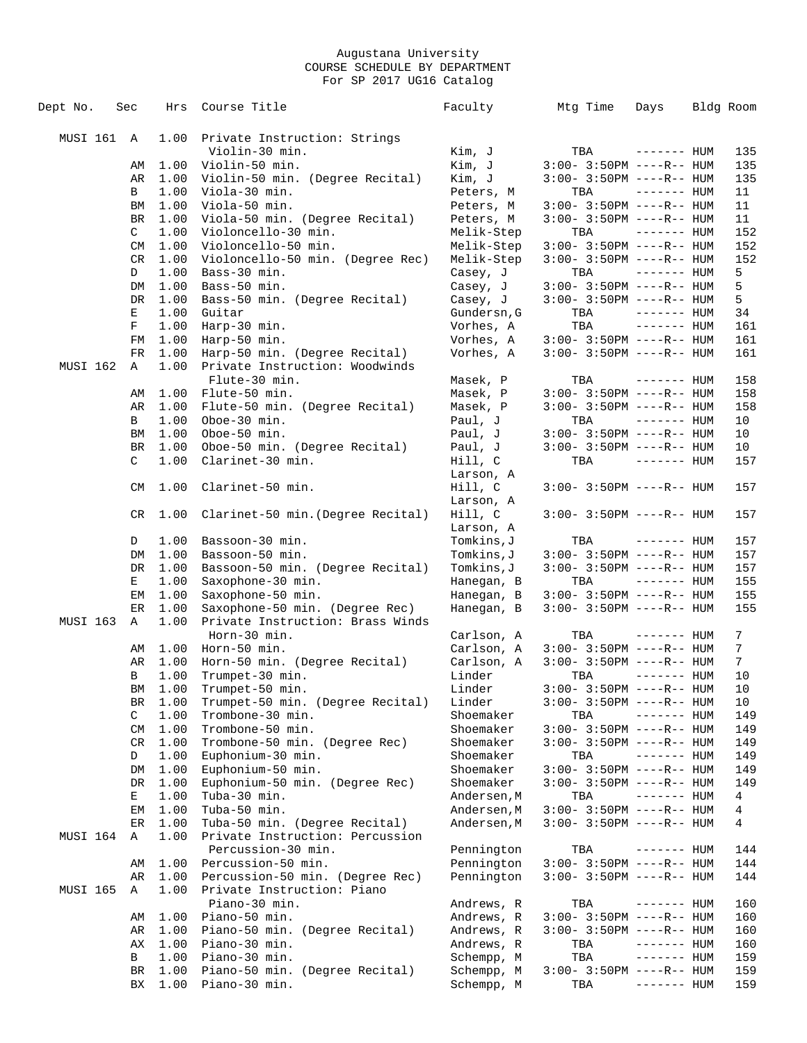Augustana University
COURSE SCHEDULE BY DEPARTMENT
For SP 2017 UG16 Catalog

| Dept No. | Sec | Hrs | Course Title | Faculty | Mtg Time | Days | Bldg | Room |
|---|---|---|---|---|---|---|---|---|
| MUSI 161 | A | 1.00 | Private Instruction: Strings Violin-30 min. | Kim, J | TBA | ------- | HUM | 135 |
| | AM | 1.00 | Violin-50 min. | Kim, J | 3:00- 3:50PM | ----R-- | HUM | 135 |
| | AR | 1.00 | Violin-50 min. (Degree Recital) | Kim, J | 3:00- 3:50PM | ----R-- | HUM | 135 |
| | B | 1.00 | Viola-30 min. | Peters, M | TBA | ------- | HUM | 11 |
| | BM | 1.00 | Viola-50 min. | Peters, M | 3:00- 3:50PM | ----R-- | HUM | 11 |
| | BR | 1.00 | Viola-50 min. (Degree Recital) | Peters, M | 3:00- 3:50PM | ----R-- | HUM | 11 |
| | C | 1.00 | Violoncello-30 min. | Melik-Step | TBA | ------- | HUM | 152 |
| | CM | 1.00 | Violoncello-50 min. | Melik-Step | 3:00- 3:50PM | ----R-- | HUM | 152 |
| | CR | 1.00 | Violoncello-50 min. (Degree Rec) | Melik-Step | 3:00- 3:50PM | ----R-- | HUM | 152 |
| | D | 1.00 | Bass-30 min. | Casey, J | TBA | ------- | HUM | 5 |
| | DM | 1.00 | Bass-50 min. | Casey, J | 3:00- 3:50PM | ----R-- | HUM | 5 |
| | DR | 1.00 | Bass-50 min. (Degree Recital) | Casey, J | 3:00- 3:50PM | ----R-- | HUM | 5 |
| | E | 1.00 | Guitar | Gundersn,G | TBA | ------- | HUM | 34 |
| | F | 1.00 | Harp-30 min. | Vorhes, A | TBA | ------- | HUM | 161 |
| | FM | 1.00 | Harp-50 min. | Vorhes, A | 3:00- 3:50PM | ----R-- | HUM | 161 |
| | FR | 1.00 | Harp-50 min. (Degree Recital) | Vorhes, A | 3:00- 3:50PM | ----R-- | HUM | 161 |
| MUSI 162 | A | 1.00 | Private Instruction: Woodwinds Flute-30 min. | Masek, P | TBA | ------- | HUM | 158 |
| | AM | 1.00 | Flute-50 min. | Masek, P | 3:00- 3:50PM | ----R-- | HUM | 158 |
| | AR | 1.00 | Flute-50 min. (Degree Recital) | Masek, P | 3:00- 3:50PM | ----R-- | HUM | 158 |
| | B | 1.00 | Oboe-30 min. | Paul, J | TBA | ------- | HUM | 10 |
| | BM | 1.00 | Oboe-50 min. | Paul, J | 3:00- 3:50PM | ----R-- | HUM | 10 |
| | BR | 1.00 | Oboe-50 min. (Degree Recital) | Paul, J | 3:00- 3:50PM | ----R-- | HUM | 10 |
| | C | 1.00 | Clarinet-30 min. | Hill, C<br>Larson, A | TBA | ------- | HUM | 157 |
| | CM | 1.00 | Clarinet-50 min. | Hill, C<br>Larson, A | 3:00- 3:50PM | ----R-- | HUM | 157 |
| | CR | 1.00 | Clarinet-50 min.(Degree Recital) | Hill, C<br>Larson, A | 3:00- 3:50PM | ----R-- | HUM | 157 |
| | D | 1.00 | Bassoon-30 min. | Tomkins,J | TBA | ------- | HUM | 157 |
| | DM | 1.00 | Bassoon-50 min. | Tomkins,J | 3:00- 3:50PM | ----R-- | HUM | 157 |
| | DR | 1.00 | Bassoon-50 min. (Degree Recital) | Tomkins,J | 3:00- 3:50PM | ----R-- | HUM | 157 |
| | E | 1.00 | Saxophone-30 min. | Hanegan, B | TBA | ------- | HUM | 155 |
| | EM | 1.00 | Saxophone-50 min. | Hanegan, B | 3:00- 3:50PM | ----R-- | HUM | 155 |
| | ER | 1.00 | Saxophone-50 min. (Degree Rec) | Hanegan, B | 3:00- 3:50PM | ----R-- | HUM | 155 |
| MUSI 163 | A | 1.00 | Private Instruction: Brass Winds Horn-30 min. | Carlson, A | TBA | ------- | HUM | 7 |
| | AM | 1.00 | Horn-50 min. | Carlson, A | 3:00- 3:50PM | ----R-- | HUM | 7 |
| | AR | 1.00 | Horn-50 min. (Degree Recital) | Carlson, A | 3:00- 3:50PM | ----R-- | HUM | 7 |
| | B | 1.00 | Trumpet-30 min. | Linder | TBA | ------- | HUM | 10 |
| | BM | 1.00 | Trumpet-50 min. | Linder | 3:00- 3:50PM | ----R-- | HUM | 10 |
| | BR | 1.00 | Trumpet-50 min. (Degree Recital) | Linder | 3:00- 3:50PM | ----R-- | HUM | 10 |
| | C | 1.00 | Trombone-30 min. | Shoemaker | TBA | ------- | HUM | 149 |
| | CM | 1.00 | Trombone-50 min. | Shoemaker | 3:00- 3:50PM | ----R-- | HUM | 149 |
| | CR | 1.00 | Trombone-50 min. (Degree Rec) | Shoemaker | 3:00- 3:50PM | ----R-- | HUM | 149 |
| | D | 1.00 | Euphonium-30 min. | Shoemaker | TBA | ------- | HUM | 149 |
| | DM | 1.00 | Euphonium-50 min. | Shoemaker | 3:00- 3:50PM | ----R-- | HUM | 149 |
| | DR | 1.00 | Euphonium-50 min. (Degree Rec) | Shoemaker | 3:00- 3:50PM | ----R-- | HUM | 149 |
| | E | 1.00 | Tuba-30 min. | Andersen,M | TBA | ------- | HUM | 4 |
| | EM | 1.00 | Tuba-50 min. | Andersen,M | 3:00- 3:50PM | ----R-- | HUM | 4 |
| | ER | 1.00 | Tuba-50 min. (Degree Recital) | Andersen,M | 3:00- 3:50PM | ----R-- | HUM | 4 |
| MUSI 164 | A | 1.00 | Private Instruction: Percussion Percussion-30 min. | Pennington | TBA | ------- | HUM | 144 |
| | AM | 1.00 | Percussion-50 min. | Pennington | 3:00- 3:50PM | ----R-- | HUM | 144 |
| | AR | 1.00 | Percussion-50 min. (Degree Rec) | Pennington | 3:00- 3:50PM | ----R-- | HUM | 144 |
| MUSI 165 | A | 1.00 | Private Instruction: Piano Piano-30 min. | Andrews, R | TBA | ------- | HUM | 160 |
| | AM | 1.00 | Piano-50 min. | Andrews, R | 3:00- 3:50PM | ----R-- | HUM | 160 |
| | AR | 1.00 | Piano-50 min. (Degree Recital) | Andrews, R | 3:00- 3:50PM | ----R-- | HUM | 160 |
| | AX | 1.00 | Piano-30 min. | Andrews, R | TBA | ------- | HUM | 160 |
| | B | 1.00 | Piano-30 min. | Schempp, M | TBA | ------- | HUM | 159 |
| | BR | 1.00 | Piano-50 min. (Degree Recital) | Schempp, M | 3:00- 3:50PM | ----R-- | HUM | 159 |
| | BX | 1.00 | Piano-30 min. | Schempp, M | TBA | ------- | HUM | 159 |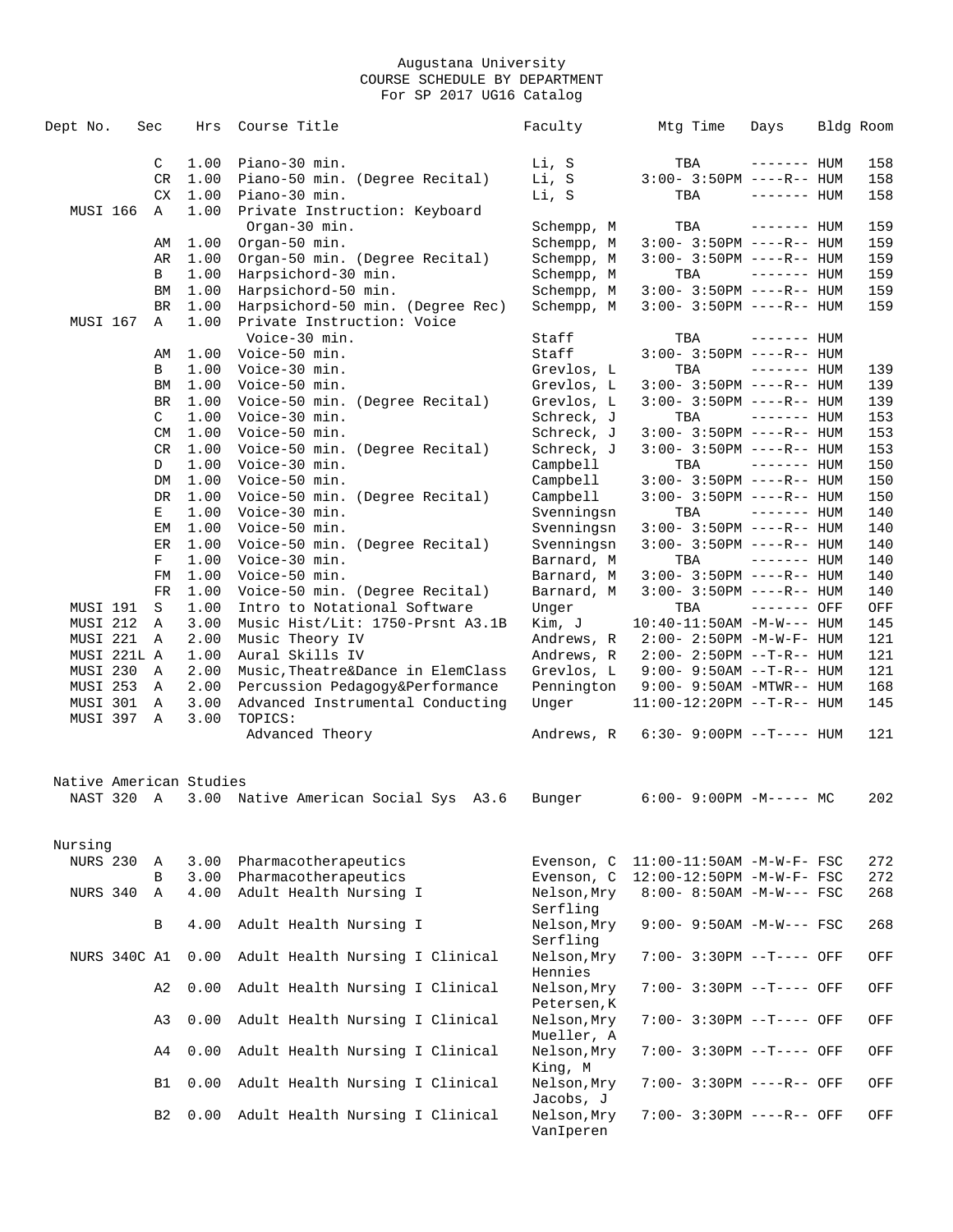Augustana University
COURSE SCHEDULE BY DEPARTMENT
For SP 2017 UG16 Catalog

| Dept No. | Sec | Hrs | Course Title | Faculty | Mtg Time | Days | Bldg | Room |
|---|---|---|---|---|---|---|---|---|
| | C | 1.00 | Piano-30 min. | Li, S | TBA | ------- | HUM | 158 |
| | CR | 1.00 | Piano-50 min. (Degree Recital) | Li, S | 3:00- 3:50PM | ----R-- | HUM | 158 |
| | CX | 1.00 | Piano-30 min. | Li, S | TBA | ------- | HUM | 158 |
| MUSI 166 | A | 1.00 | Private Instruction: Keyboard Organ-30 min. | Schempp, M | TBA | ------- | HUM | 159 |
| | AM | 1.00 | Organ-50 min. | Schempp, M | 3:00- 3:50PM | ----R-- | HUM | 159 |
| | AR | 1.00 | Organ-50 min. (Degree Recital) | Schempp, M | 3:00- 3:50PM | ----R-- | HUM | 159 |
| | B | 1.00 | Harpsichord-30 min. | Schempp, M | TBA | ------- | HUM | 159 |
| | BM | 1.00 | Harpsichord-50 min. | Schempp, M | 3:00- 3:50PM | ----R-- | HUM | 159 |
| | BR | 1.00 | Harpsichord-50 min. (Degree Rec) | Schempp, M | 3:00- 3:50PM | ----R-- | HUM | 159 |
| MUSI 167 | A | 1.00 | Private Instruction: Voice Voice-30 min. | Staff | TBA | ------- | HUM | |
| | AM | 1.00 | Voice-50 min. | Staff | 3:00- 3:50PM | ----R-- | HUM | |
| | B | 1.00 | Voice-30 min. | Grevlos, L | TBA | ------- | HUM | 139 |
| | BM | 1.00 | Voice-50 min. | Grevlos, L | 3:00- 3:50PM | ----R-- | HUM | 139 |
| | BR | 1.00 | Voice-50 min. (Degree Recital) | Grevlos, L | 3:00- 3:50PM | ----R-- | HUM | 139 |
| | C | 1.00 | Voice-30 min. | Schreck, J | TBA | ------- | HUM | 153 |
| | CM | 1.00 | Voice-50 min. | Schreck, J | 3:00- 3:50PM | ----R-- | HUM | 153 |
| | CR | 1.00 | Voice-50 min. (Degree Recital) | Schreck, J | 3:00- 3:50PM | ----R-- | HUM | 153 |
| | D | 1.00 | Voice-30 min. | Campbell | TBA | ------- | HUM | 150 |
| | DM | 1.00 | Voice-50 min. | Campbell | 3:00- 3:50PM | ----R-- | HUM | 150 |
| | DR | 1.00 | Voice-50 min. (Degree Recital) | Campbell | 3:00- 3:50PM | ----R-- | HUM | 150 |
| | E | 1.00 | Voice-30 min. | Svenningsn | TBA | ------- | HUM | 140 |
| | EM | 1.00 | Voice-50 min. | Svenningsn | 3:00- 3:50PM | ----R-- | HUM | 140 |
| | ER | 1.00 | Voice-50 min. (Degree Recital) | Svenningsn | 3:00- 3:50PM | ----R-- | HUM | 140 |
| | F | 1.00 | Voice-30 min. | Barnard, M | TBA | ------- | HUM | 140 |
| | FM | 1.00 | Voice-50 min. | Barnard, M | 3:00- 3:50PM | ----R-- | HUM | 140 |
| | FR | 1.00 | Voice-50 min. (Degree Recital) | Barnard, M | 3:00- 3:50PM | ----R-- | HUM | 140 |
| MUSI 191 | S | 1.00 | Intro to Notational Software | Unger | TBA | ------- | OFF | OFF |
| MUSI 212 | A | 3.00 | Music Hist/Lit: 1750-Prsnt A3.1B | Kim, J | 10:40-11:50AM | -M-W--- | HUM | 145 |
| MUSI 221 | A | 2.00 | Music Theory IV | Andrews, R | 2:00- 2:50PM | -M-W-F- | HUM | 121 |
| MUSI 221L | A | 1.00 | Aural Skills IV | Andrews, R | 2:00- 2:50PM | --T-R-- | HUM | 121 |
| MUSI 230 | A | 2.00 | Music,Theatre&Dance in ElemClass | Grevlos, L | 9:00- 9:50AM | --T-R-- | HUM | 121 |
| MUSI 253 | A | 2.00 | Percussion Pedagogy&Performance | Pennington | 9:00- 9:50AM | -MTWR-- | HUM | 168 |
| MUSI 301 | A | 3.00 | Advanced Instrumental Conducting | Unger | 11:00-12:20PM | --T-R-- | HUM | 145 |
| MUSI 397 | A | 3.00 | TOPICS: Advanced Theory | Andrews, R | 6:30- 9:00PM | --T---- | HUM | 121 |

Native American Studies

| Dept No. | Sec | Hrs | Course Title | Faculty | Mtg Time | Days | Bldg | Room |
|---|---|---|---|---|---|---|---|---|
| NAST 320 | A | 3.00 | Native American Social Sys A3.6 | Bunger | 6:00- 9:00PM | -M----- | MC | 202 |

Nursing

| Dept No. | Sec | Hrs | Course Title | Faculty | Mtg Time | Days | Bldg | Room |
|---|---|---|---|---|---|---|---|---|
| NURS 230 | A | 3.00 | Pharmacotherapeutics | Evenson, C | 11:00-11:50AM | -M-W-F- | FSC | 272 |
| | B | 3.00 | Pharmacotherapeutics | Evenson, C | 12:00-12:50PM | -M-W-F- | FSC | 272 |
| NURS 340 | A | 4.00 | Adult Health Nursing I | Nelson,Mry Serfling | 8:00- 8:50AM | -M-W--- | FSC | 268 |
| | B | 4.00 | Adult Health Nursing I | Nelson,Mry Serfling | 9:00- 9:50AM | -M-W--- | FSC | 268 |
| NURS 340C | A1 | 0.00 | Adult Health Nursing I Clinical | Nelson,Mry Hennies | 7:00- 3:30PM | --T---- | OFF | OFF |
| | A2 | 0.00 | Adult Health Nursing I Clinical | Nelson,Mry Petersen,K | 7:00- 3:30PM | --T---- | OFF | OFF |
| | A3 | 0.00 | Adult Health Nursing I Clinical | Nelson,Mry Mueller, A | 7:00- 3:30PM | --T---- | OFF | OFF |
| | A4 | 0.00 | Adult Health Nursing I Clinical | Nelson,Mry King, M | 7:00- 3:30PM | --T---- | OFF | OFF |
| | B1 | 0.00 | Adult Health Nursing I Clinical | Nelson,Mry Jacobs, J | 7:00- 3:30PM | ----R-- | OFF | OFF |
| | B2 | 0.00 | Adult Health Nursing I Clinical | Nelson,Mry VanIperen | 7:00- 3:30PM | ----R-- | OFF | OFF |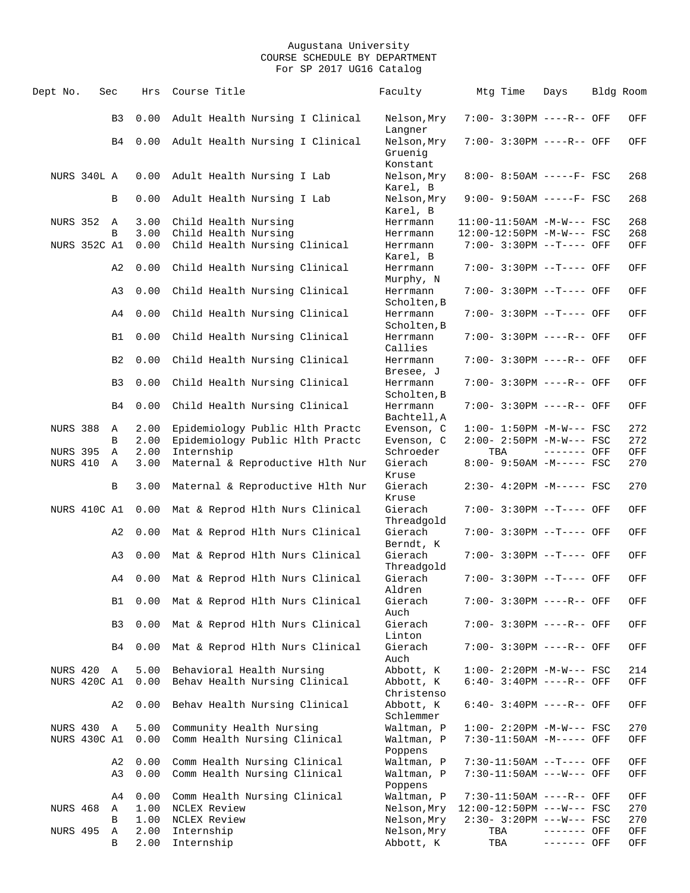Augustana University
COURSE SCHEDULE BY DEPARTMENT
For SP 2017 UG16 Catalog

| Dept No. | Sec | Hrs | Course Title | Faculty | Mtg Time | Days | Bldg | Room |
|---|---|---|---|---|---|---|---|---|
| | B3 | 0.00 | Adult Health Nursing I Clinical | Nelson,Mry Langner | 7:00- 3:30PM | ----R-- | OFF | OFF |
| | B4 | 0.00 | Adult Health Nursing I Clinical | Nelson,Mry Gruenig Konstant | 7:00- 3:30PM | ----R-- | OFF | OFF |
| NURS 340L | A | 0.00 | Adult Health Nursing I Lab | Nelson,Mry Karel, B | 8:00- 8:50AM | -----F- | FSC | 268 |
| | B | 0.00 | Adult Health Nursing I Lab | Nelson,Mry Karel, B | 9:00- 9:50AM | -----F- | FSC | 268 |
| NURS 352 | A | 3.00 | Child Health Nursing | Herrmann | 11:00-11:50AM | -M-W--- | FSC | 268 |
| | B | 3.00 | Child Health Nursing | Herrmann | 12:00-12:50PM | -M-W--- | FSC | 268 |
| NURS 352C | A1 | 0.00 | Child Health Nursing Clinical | Herrmann Karel, B | 7:00- 3:30PM | --T---- | OFF | OFF |
| | A2 | 0.00 | Child Health Nursing Clinical | Herrmann Murphy, N | 7:00- 3:30PM | --T---- | OFF | OFF |
| | A3 | 0.00 | Child Health Nursing Clinical | Herrmann Scholten,B | 7:00- 3:30PM | --T---- | OFF | OFF |
| | A4 | 0.00 | Child Health Nursing Clinical | Herrmann Scholten,B | 7:00- 3:30PM | --T---- | OFF | OFF |
| | B1 | 0.00 | Child Health Nursing Clinical | Herrmann Callies | 7:00- 3:30PM | ----R-- | OFF | OFF |
| | B2 | 0.00 | Child Health Nursing Clinical | Herrmann Bresee, J | 7:00- 3:30PM | ----R-- | OFF | OFF |
| | B3 | 0.00 | Child Health Nursing Clinical | Herrmann Scholten,B | 7:00- 3:30PM | ----R-- | OFF | OFF |
| | B4 | 0.00 | Child Health Nursing Clinical | Herrmann Bachtell,A | 7:00- 3:30PM | ----R-- | OFF | OFF |
| NURS 388 | A | 2.00 | Epidemiology Public Hlth Practc | Evenson, C | 1:00- 1:50PM | -M-W--- | FSC | 272 |
| | B | 2.00 | Epidemiology Public Hlth Practc | Evenson, C | 2:00- 2:50PM | -M-W--- | FSC | 272 |
| NURS 395 | A | 2.00 | Internship | Schroeder | TBA | ------- | OFF | OFF |
| NURS 410 | A | 3.00 | Maternal & Reproductive Hlth Nur | Gierach Kruse | 8:00- 9:50AM | -M----- | FSC | 270 |
| | B | 3.00 | Maternal & Reproductive Hlth Nur | Gierach Kruse | 2:30- 4:20PM | -M----- | FSC | 270 |
| NURS 410C | A1 | 0.00 | Mat & Reprod Hlth Nurs Clinical | Gierach Threadgold | 7:00- 3:30PM | --T---- | OFF | OFF |
| | A2 | 0.00 | Mat & Reprod Hlth Nurs Clinical | Gierach Berndt, K | 7:00- 3:30PM | --T---- | OFF | OFF |
| | A3 | 0.00 | Mat & Reprod Hlth Nurs Clinical | Gierach Threadgold | 7:00- 3:30PM | --T---- | OFF | OFF |
| | A4 | 0.00 | Mat & Reprod Hlth Nurs Clinical | Gierach Aldren | 7:00- 3:30PM | --T---- | OFF | OFF |
| | B1 | 0.00 | Mat & Reprod Hlth Nurs Clinical | Gierach Auch | 7:00- 3:30PM | ----R-- | OFF | OFF |
| | B3 | 0.00 | Mat & Reprod Hlth Nurs Clinical | Gierach Linton | 7:00- 3:30PM | ----R-- | OFF | OFF |
| | B4 | 0.00 | Mat & Reprod Hlth Nurs Clinical | Gierach Auch | 7:00- 3:30PM | ----R-- | OFF | OFF |
| NURS 420 | A | 5.00 | Behavioral Health Nursing | Abbott, K | 1:00- 2:20PM | -M-W--- | FSC | 214 |
| NURS 420C | A1 | 0.00 | Behav Health Nursing Clinical | Abbott, K Christenso | 6:40- 3:40PM | ----R-- | OFF | OFF |
| | A2 | 0.00 | Behav Health Nursing Clinical | Abbott, K Schlemmer | 6:40- 3:40PM | ----R-- | OFF | OFF |
| NURS 430 | A | 5.00 | Community Health Nursing | Waltman, P | 1:00- 2:20PM | -M-W--- | FSC | 270 |
| NURS 430C | A1 | 0.00 | Comm Health Nursing Clinical | Waltman, P Poppens | 7:30-11:50AM | -M----- | OFF | OFF |
| | A2 | 0.00 | Comm Health Nursing Clinical | Waltman, P | 7:30-11:50AM | --T---- | OFF | OFF |
| | A3 | 0.00 | Comm Health Nursing Clinical | Waltman, P Poppens | 7:30-11:50AM | ---W--- | OFF | OFF |
| | A4 | 0.00 | Comm Health Nursing Clinical | Waltman, P | 7:30-11:50AM | ----R-- | OFF | OFF |
| NURS 468 | A | 1.00 | NCLEX Review | Nelson,Mry | 12:00-12:50PM | ---W--- | FSC | 270 |
| | B | 1.00 | NCLEX Review | Nelson,Mry | 2:30- 3:20PM | ---W--- | FSC | 270 |
| NURS 495 | A | 2.00 | Internship | Nelson,Mry | TBA | ------- | OFF | OFF |
| | B | 2.00 | Internship | Abbott, K | TBA | ------- | OFF | OFF |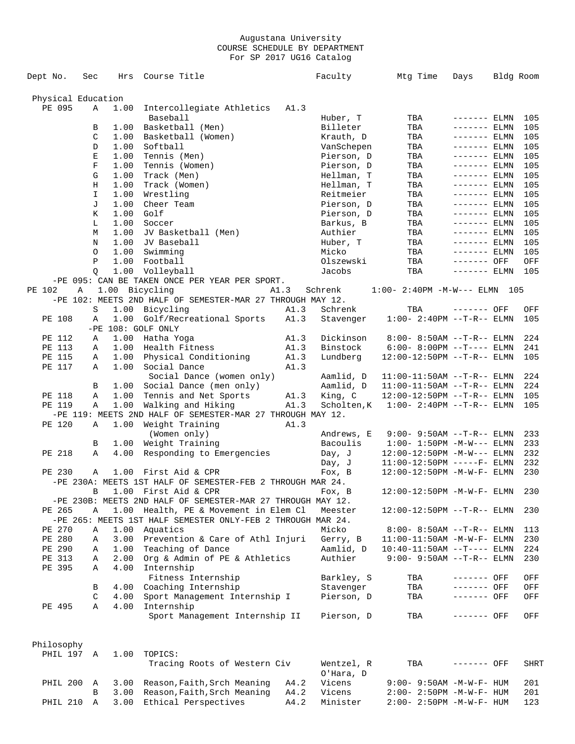Augustana University
COURSE SCHEDULE BY DEPARTMENT
For SP 2017 UG16 Catalog

| Dept No. | Sec | Hrs | Course Title | | Faculty | Mtg Time | Days | Bldg | Room |
|---|---|---|---|---|---|---|---|---|---|
| **Physical Education** | | | | | | | | | |
| PE 095 | A | 1.00 | Intercollegiate Athletics | A1.3 | | | | | |
| | | | Baseball | | Huber, T | TBA | ------- | ELMN | 105 |
| | B | 1.00 | Basketball (Men) | | Billeter | TBA | ------- | ELMN | 105 |
| | C | 1.00 | Basketball (Women) | | Krauth, D | TBA | ------- | ELMN | 105 |
| | D | 1.00 | Softball | | VanSchepen | TBA | ------- | ELMN | 105 |
| | E | 1.00 | Tennis (Men) | | Pierson, D | TBA | ------- | ELMN | 105 |
| | F | 1.00 | Tennis (Women) | | Pierson, D | TBA | ------- | ELMN | 105 |
| | G | 1.00 | Track (Men) | | Hellman, T | TBA | ------- | ELMN | 105 |
| | H | 1.00 | Track (Women) | | Hellman, T | TBA | ------- | ELMN | 105 |
| | I | 1.00 | Wrestling | | Reitmeier | TBA | ------- | ELMN | 105 |
| | J | 1.00 | Cheer Team | | Pierson, D | TBA | ------- | ELMN | 105 |
| | K | 1.00 | Golf | | Pierson, D | TBA | ------- | ELMN | 105 |
| | L | 1.00 | Soccer | | Barkus, B | TBA | ------- | ELMN | 105 |
| | M | 1.00 | JV Basketball (Men) | | Authier | TBA | ------- | ELMN | 105 |
| | N | 1.00 | JV Baseball | | Huber, T | TBA | ------- | ELMN | 105 |
| | O | 1.00 | Swimming | | Micko | TBA | ------- | ELMN | 105 |
| | P | 1.00 | Football | | Olszewski | TBA | ------- | OFF | OFF |
| | Q | 1.00 | Volleyball | | Jacobs | TBA | ------- | ELMN | 105 |
| -PE 095: CAN BE TAKEN ONCE PER YEAR PER SPORT. | | | | | | | | | |
| PE 102 | A | 1.00 | Bicycling | A1.3 | Schrenk | 1:00- 2:40PM | -M-W--- | ELMN | 105 |
| -PE 102: MEETS 2ND HALF OF SEMESTER-MAR 27 THROUGH MAY 12. | | | | | | | | | |
| | S | 1.00 | Bicycling | A1.3 | Schrenk | TBA | ------- | OFF | OFF |
| PE 108 | A | 1.00 | Golf/Recreational Sports | A1.3 | Stavenger | 1:00- 2:40PM | --T-R-- | ELMN | 105 |
| -PE 108: GOLF ONLY | | | | | | | | | |
| PE 112 | A | 1.00 | Hatha Yoga | A1.3 | Dickinson | 8:00- 8:50AM | --T-R-- | ELMN | 224 |
| PE 113 | A | 1.00 | Health Fitness | A1.3 | Binstock | 6:00- 8:00PM | --T---- | ELMN | 241 |
| PE 115 | A | 1.00 | Physical Conditioning | A1.3 | Lundberg | 12:00-12:50PM | --T-R-- | ELMN | 105 |
| PE 117 | A | 1.00 | Social Dance | A1.3 | | | | | |
| | | | Social Dance (women only) | | Aamlid, D | 11:00-11:50AM | --T-R-- | ELMN | 224 |
| | B | 1.00 | Social Dance (men only) | | Aamlid, D | 11:00-11:50AM | --T-R-- | ELMN | 224 |
| PE 118 | A | 1.00 | Tennis and Net Sports | A1.3 | King, C | 12:00-12:50PM | --T-R-- | ELMN | 105 |
| PE 119 | A | 1.00 | Walking and Hiking | A1.3 | Scholten,K | 1:00- 2:40PM | --T-R-- | ELMN | 105 |
| -PE 119: MEETS 2ND HALF OF SEMESTER-MAR 27 THROUGH MAY 12. | | | | | | | | | |
| PE 120 | A | 1.00 | Weight Training | A1.3 | | | | | |
| | | | (Women only) | | Andrews, E | 9:00- 9:50AM | --T-R-- | ELMN | 233 |
| | B | 1.00 | Weight Training | | Bacoulis | 1:00- 1:50PM | -M-W--- | ELMN | 233 |
| PE 218 | A | 4.00 | Responding to Emergencies | | Day, J | 12:00-12:50PM | -M-W--- | ELMN | 232 |
| | | | | | Day, J | 11:00-12:50PM | -----F- | ELMN | 232 |
| PE 230 | A | 1.00 | First Aid & CPR | | Fox, B | 12:00-12:50PM | -M-W-F- | ELMN | 230 |
| -PE 230A: MEETS 1ST HALF OF SEMESTER-FEB 2 THROUGH MAR 24. | | | | | | | | | |
| | B | 1.00 | First Aid & CPR | | Fox, B | 12:00-12:50PM | -M-W-F- | ELMN | 230 |
| -PE 230B: MEETS 2ND HALF OF SEMESTER-MAR 27 THROUGH MAY 12. | | | | | | | | | |
| PE 265 | A | 1.00 | Health, PE & Movement in Elem Cl | | Meester | 12:00-12:50PM | --T-R-- | ELMN | 230 |
| -PE 265: MEETS 1ST HALF SEMESTER ONLY-FEB 2 THROUGH MAR 24. | | | | | | | | | |
| PE 270 | A | 1.00 | Aquatics | | Micko | 8:00- 8:50AM | --T-R-- | ELMN | 113 |
| PE 280 | A | 3.00 | Prevention & Care of Athl Injuri | | Gerry, B | 11:00-11:50AM | -M-W-F- | ELMN | 230 |
| PE 290 | A | 1.00 | Teaching of Dance | | Aamlid, D | 10:40-11:50AM | --T---- | ELMN | 224 |
| PE 313 | A | 2.00 | Org & Admin of PE & Athletics | | Authier | 9:00- 9:50AM | --T-R-- | ELMN | 230 |
| PE 395 | A | 4.00 | Internship | | | | | | |
| | | | Fitness Internship | | Barkley, S | TBA | ------- | OFF | OFF |
| | B | 4.00 | Coaching Internship | | Stavenger | TBA | ------- | OFF | OFF |
| | C | 4.00 | Sport Management Internship I | | Pierson, D | TBA | ------- | OFF | OFF |
| PE 495 | A | 4.00 | Internship | | | | | | |
| | | | Sport Management Internship II | | Pierson, D | TBA | ------- | OFF | OFF |
| **Philosophy** | | | | | | | | | |
| PHIL 197 | A | 1.00 | TOPICS: | | | | | | |
| | | | Tracing Roots of Western Civ | | Wentzel, R / O'Hara, D | TBA | ------- | OFF | SHRT |
| PHIL 200 | A | 3.00 | Reason,Faith,Srch Meaning | A4.2 | Vicens | 9:00- 9:50AM | -M-W-F- | HUM | 201 |
| | B | 3.00 | Reason,Faith,Srch Meaning | A4.2 | Vicens | 2:00- 2:50PM | -M-W-F- | HUM | 201 |
| PHIL 210 | A | 3.00 | Ethical Perspectives | A4.2 | Minister | 2:00- 2:50PM | -M-W-F- | HUM | 123 |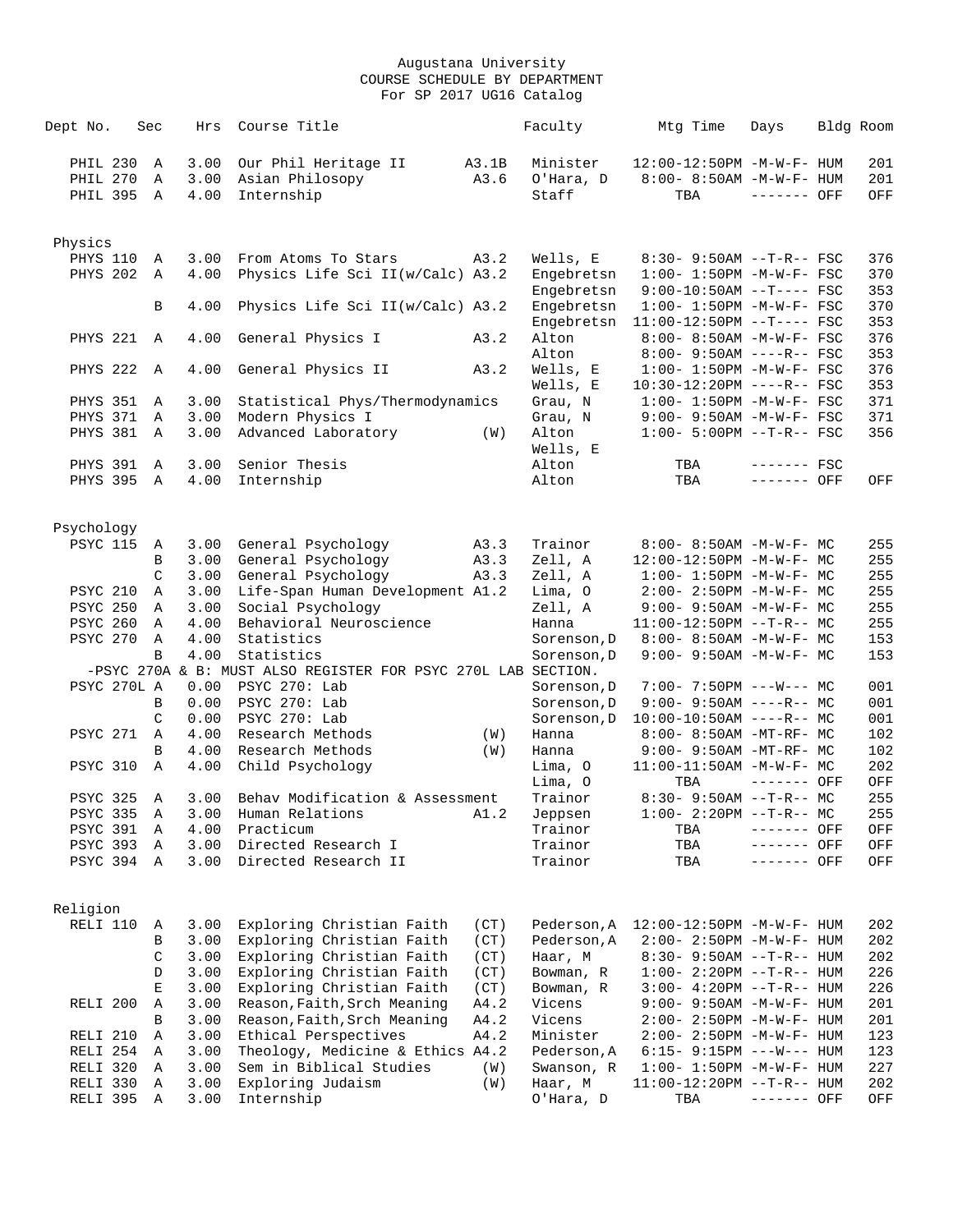Augustana University
COURSE SCHEDULE BY DEPARTMENT
For SP 2017 UG16 Catalog

| Dept No. | Sec | Hrs | Course Title | | Faculty | Mtg Time | Days | Bldg | Room |
|---|---|---|---|---|---|---|---|---|---|
| PHIL 230 | A | 3.00 | Our Phil Heritage II | A3.1B | Minister | 12:00-12:50PM | -M-W-F- | HUM | 201 |
| PHIL 270 | A | 3.00 | Asian Philosopy | A3.6 | O'Hara, D | 8:00- 8:50AM | -M-W-F- | HUM | 201 |
| PHIL 395 | A | 4.00 | Internship | | Staff | TBA | ------- | OFF | OFF |
| **Physics** | | | | | | | | | |
| PHYS 110 | A | 3.00 | From Atoms To Stars | A3.2 | Wells, E | 8:30- 9:50AM | --T-R-- | FSC | 376 |
| PHYS 202 | A | 4.00 | Physics Life Sci II(w/Calc) | A3.2 | Engebretsn | 1:00- 1:50PM | -M-W-F- | FSC | 370 |
| | | | | | Engebretsn | 9:00-10:50AM | --T---- | FSC | 353 |
| | B | 4.00 | Physics Life Sci II(w/Calc) | A3.2 | Engebretsn | 1:00- 1:50PM | -M-W-F- | FSC | 370 |
| | | | | | Engebretsn | 11:00-12:50PM | --T---- | FSC | 353 |
| PHYS 221 | A | 4.00 | General Physics I | A3.2 | Alton | 8:00- 8:50AM | -M-W-F- | FSC | 376 |
| | | | | | Alton | 8:00- 9:50AM | ----R-- | FSC | 353 |
| PHYS 222 | A | 4.00 | General Physics II | A3.2 | Wells, E | 1:00- 1:50PM | -M-W-F- | FSC | 376 |
| | | | | | Wells, E | 10:30-12:20PM | ----R-- | FSC | 353 |
| PHYS 351 | A | 3.00 | Statistical Phys/Thermodynamics | | Grau, N | 1:00- 1:50PM | -M-W-F- | FSC | 371 |
| PHYS 371 | A | 3.00 | Modern Physics I | | Grau, N | 9:00- 9:50AM | -M-W-F- | FSC | 371 |
| PHYS 381 | A | 3.00 | Advanced Laboratory | (W) | Alton | 1:00- 5:00PM | --T-R-- | FSC | 356 |
| | | | | | Wells, E | | | | |
| PHYS 391 | A | 3.00 | Senior Thesis | | Alton | TBA | ------- | FSC | |
| PHYS 395 | A | 4.00 | Internship | | Alton | TBA | ------- | OFF | OFF |
| **Psychology** | | | | | | | | | |
| PSYC 115 | A | 3.00 | General Psychology | A3.3 | Trainor | 8:00- 8:50AM | -M-W-F- | MC | 255 |
| | B | 3.00 | General Psychology | A3.3 | Zell, A | 12:00-12:50PM | -M-W-F- | MC | 255 |
| | C | 3.00 | General Psychology | A3.3 | Zell, A | 1:00- 1:50PM | -M-W-F- | MC | 255 |
| PSYC 210 | A | 3.00 | Life-Span Human Development | A1.2 | Lima, O | 2:00- 2:50PM | -M-W-F- | MC | 255 |
| PSYC 250 | A | 3.00 | Social Psychology | | Zell, A | 9:00- 9:50AM | -M-W-F- | MC | 255 |
| PSYC 260 | A | 4.00 | Behavioral Neuroscience | | Hanna | 11:00-12:50PM | --T-R-- | MC | 255 |
| PSYC 270 | A | 4.00 | Statistics | | Sorenson,D | 8:00- 8:50AM | -M-W-F- | MC | 153 |
| | B | 4.00 | Statistics | | Sorenson,D | 9:00- 9:50AM | -M-W-F- | MC | 153 |
| -PSYC 270A & B: MUST ALSO REGISTER FOR PSYC 270L LAB SECTION. | | | | | | | | | |
| PSYC 270L | A | 0.00 | PSYC 270: Lab | | Sorenson,D | 7:00- 7:50PM | ---W--- | MC | 001 |
| | B | 0.00 | PSYC 270: Lab | | Sorenson,D | 9:00- 9:50AM | ----R-- | MC | 001 |
| | C | 0.00 | PSYC 270: Lab | | Sorenson,D | 10:00-10:50AM | ----R-- | MC | 001 |
| PSYC 271 | A | 4.00 | Research Methods | (W) | Hanna | 8:00- 8:50AM | -MT-RF- | MC | 102 |
| | B | 4.00 | Research Methods | (W) | Hanna | 9:00- 9:50AM | -MT-RF- | MC | 102 |
| PSYC 310 | A | 4.00 | Child Psychology | | Lima, O | 11:00-11:50AM | -M-W-F- | MC | 202 |
| | | | | | Lima, O | TBA | ------- | OFF | OFF |
| PSYC 325 | A | 3.00 | Behav Modification & Assessment | | Trainor | 8:30- 9:50AM | --T-R-- | MC | 255 |
| PSYC 335 | A | 3.00 | Human Relations | A1.2 | Jeppsen | 1:00- 2:20PM | --T-R-- | MC | 255 |
| PSYC 391 | A | 4.00 | Practicum | | Trainor | TBA | ------- | OFF | OFF |
| PSYC 393 | A | 3.00 | Directed Research I | | Trainor | TBA | ------- | OFF | OFF |
| PSYC 394 | A | 3.00 | Directed Research II | | Trainor | TBA | ------- | OFF | OFF |
| **Religion** | | | | | | | | | |
| RELI 110 | A | 3.00 | Exploring Christian Faith | (CT) | Pederson,A | 12:00-12:50PM | -M-W-F- | HUM | 202 |
| | B | 3.00 | Exploring Christian Faith | (CT) | Pederson,A | 2:00- 2:50PM | -M-W-F- | HUM | 202 |
| | C | 3.00 | Exploring Christian Faith | (CT) | Haar, M | 8:30- 9:50AM | --T-R-- | HUM | 202 |
| | D | 3.00 | Exploring Christian Faith | (CT) | Bowman, R | 1:00- 2:20PM | --T-R-- | HUM | 226 |
| | E | 3.00 | Exploring Christian Faith | (CT) | Bowman, R | 3:00- 4:20PM | --T-R-- | HUM | 226 |
| RELI 200 | A | 3.00 | Reason,Faith,Srch Meaning | A4.2 | Vicens | 9:00- 9:50AM | -M-W-F- | HUM | 201 |
| | B | 3.00 | Reason,Faith,Srch Meaning | A4.2 | Vicens | 2:00- 2:50PM | -M-W-F- | HUM | 201 |
| RELI 210 | A | 3.00 | Ethical Perspectives | A4.2 | Minister | 2:00- 2:50PM | -M-W-F- | HUM | 123 |
| RELI 254 | A | 3.00 | Theology, Medicine & Ethics | A4.2 | Pederson,A | 6:15- 9:15PM | ---W--- | HUM | 123 |
| RELI 320 | A | 3.00 | Sem in Biblical Studies | (W) | Swanson, R | 1:00- 1:50PM | -M-W-F- | HUM | 227 |
| RELI 330 | A | 3.00 | Exploring Judaism | (W) | Haar, M | 11:00-12:20PM | --T-R-- | HUM | 202 |
| RELI 395 | A | 3.00 | Internship | | O'Hara, D | TBA | ------- | OFF | OFF |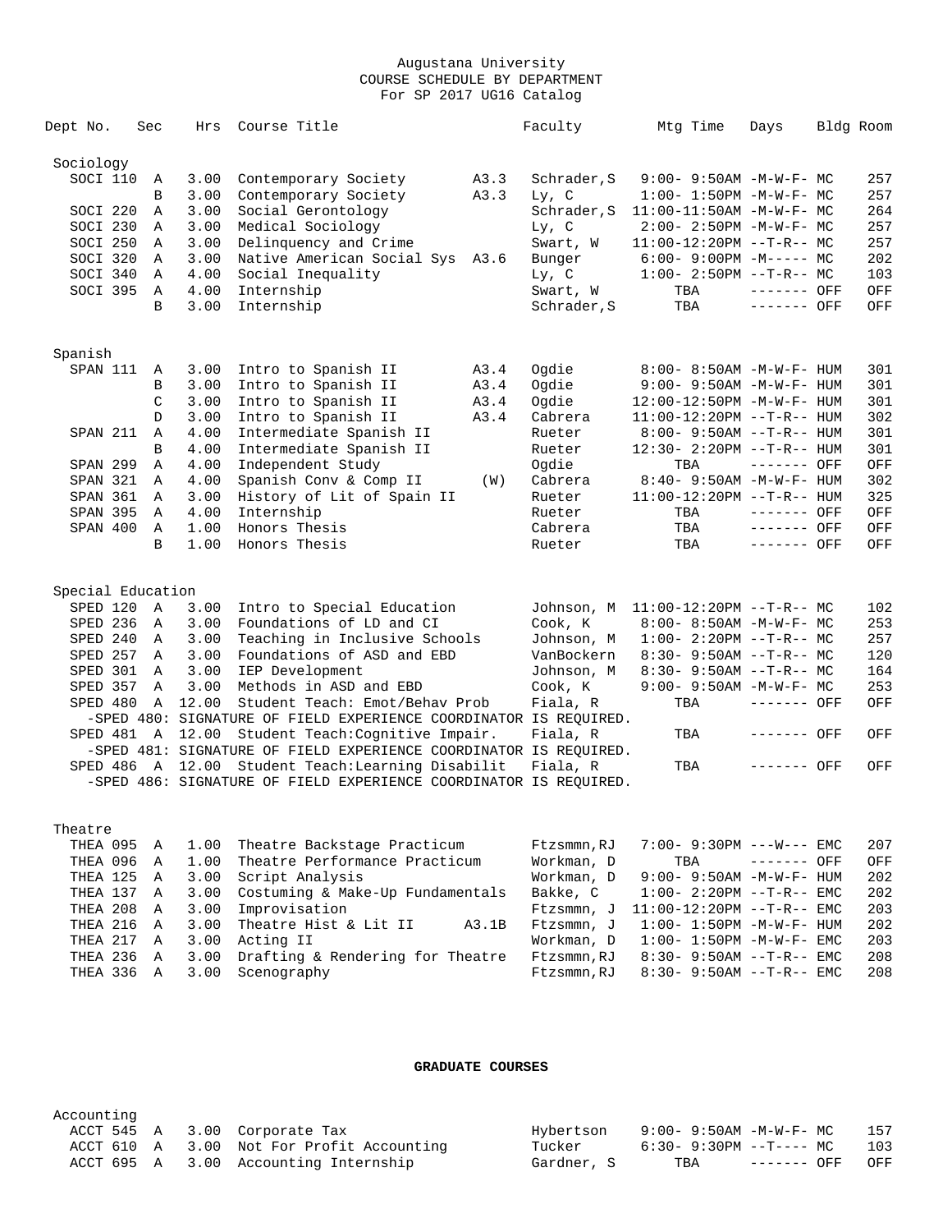Augustana University
COURSE SCHEDULE BY DEPARTMENT
For SP 2017 UG16 Catalog

| Dept No. | Sec | Hrs | Course Title | | Faculty | Mtg Time | Days | Bldg | Room |
|---|---|---|---|---|---|---|---|---|---|
| **Sociology** | | | | | | | | | |
| SOCI 110 | A | 3.00 | Contemporary Society | A3.3 | Schrader,S | 9:00- 9:50AM | -M-W-F- | MC | 257 |
| | B | 3.00 | Contemporary Society | A3.3 | Ly, C | 1:00- 1:50PM | -M-W-F- | MC | 257 |
| SOCI 220 | A | 3.00 | Social Gerontology | | Schrader,S | 11:00-11:50AM | -M-W-F- | MC | 264 |
| SOCI 230 | A | 3.00 | Medical Sociology | | Ly, C | 2:00- 2:50PM | -M-W-F- | MC | 257 |
| SOCI 250 | A | 3.00 | Delinquency and Crime | | Swart, W | 11:00-12:20PM | --T-R-- | MC | 257 |
| SOCI 320 | A | 3.00 | Native American Social Sys | A3.6 | Bunger | 6:00- 9:00PM | -M----- | MC | 202 |
| SOCI 340 | A | 4.00 | Social Inequality | | Ly, C | 1:00- 2:50PM | --T-R-- | MC | 103 |
| SOCI 395 | A | 4.00 | Internship | | Swart, W | TBA | ------- | OFF | OFF |
| | B | 3.00 | Internship | | Schrader,S | TBA | ------- | OFF | OFF |
| **Spanish** | | | | | | | | | |
| SPAN 111 | A | 3.00 | Intro to Spanish II | A3.4 | Ogdie | 8:00- 8:50AM | -M-W-F- | HUM | 301 |
| | B | 3.00 | Intro to Spanish II | A3.4 | Ogdie | 9:00- 9:50AM | -M-W-F- | HUM | 301 |
| | C | 3.00 | Intro to Spanish II | A3.4 | Ogdie | 12:00-12:50PM | -M-W-F- | HUM | 301 |
| | D | 3.00 | Intro to Spanish II | A3.4 | Cabrera | 11:00-12:20PM | --T-R-- | HUM | 302 |
| SPAN 211 | A | 4.00 | Intermediate Spanish II | | Rueter | 8:00- 9:50AM | --T-R-- | HUM | 301 |
| | B | 4.00 | Intermediate Spanish II | | Rueter | 12:30- 2:20PM | --T-R-- | HUM | 301 |
| SPAN 299 | A | 4.00 | Independent Study | | Ogdie | TBA | ------- | OFF | OFF |
| SPAN 321 | A | 4.00 | Spanish Conv & Comp II | (W) | Cabrera | 8:40- 9:50AM | -M-W-F- | HUM | 302 |
| SPAN 361 | A | 3.00 | History of Lit of Spain II | | Rueter | 11:00-12:20PM | --T-R-- | HUM | 325 |
| SPAN 395 | A | 4.00 | Internship | | Rueter | TBA | ------- | OFF | OFF |
| SPAN 400 | A | 1.00 | Honors Thesis | | Cabrera | TBA | ------- | OFF | OFF |
| | B | 1.00 | Honors Thesis | | Rueter | TBA | ------- | OFF | OFF |
| **Special Education** | | | | | | | | | |
| SPED 120 | A | 3.00 | Intro to Special Education | | Johnson, M | 11:00-12:20PM | --T-R-- | MC | 102 |
| SPED 236 | A | 3.00 | Foundations of LD and CI | | Cook, K | 8:00- 8:50AM | -M-W-F- | MC | 253 |
| SPED 240 | A | 3.00 | Teaching in Inclusive Schools | | Johnson, M | 1:00- 2:20PM | --T-R-- | MC | 257 |
| SPED 257 | A | 3.00 | Foundations of ASD and EBD | | VanBockern | 8:30- 9:50AM | --T-R-- | MC | 120 |
| SPED 301 | A | 3.00 | IEP Development | | Johnson, M | 8:30- 9:50AM | --T-R-- | MC | 164 |
| SPED 357 | A | 3.00 | Methods in ASD and EBD | | Cook, K | 9:00- 9:50AM | -M-W-F- | MC | 253 |
| SPED 480 | A | 12.00 | Student Teach: Emot/Behav Prob | | Fiala, R | TBA | ------- | OFF | OFF |
| -SPED 480: SIGNATURE OF FIELD EXPERIENCE COORDINATOR IS REQUIRED. | | | | | | | | | |
| SPED 481 | A | 12.00 | Student Teach:Cognitive Impair. | | Fiala, R | TBA | ------- | OFF | OFF |
| -SPED 481: SIGNATURE OF FIELD EXPERIENCE COORDINATOR IS REQUIRED. | | | | | | | | | |
| SPED 486 | A | 12.00 | Student Teach:Learning Disabilit | | Fiala, R | TBA | ------- | OFF | OFF |
| -SPED 486: SIGNATURE OF FIELD EXPERIENCE COORDINATOR IS REQUIRED. | | | | | | | | | |
| **Theatre** | | | | | | | | | |
| THEA 095 | A | 1.00 | Theatre Backstage Practicum | | Ftzsmmn,RJ | 7:00- 9:30PM | ---W--- | EMC | 207 |
| THEA 096 | A | 1.00 | Theatre Performance Practicum | | Workman, D | TBA | ------- | OFF | OFF |
| THEA 125 | A | 3.00 | Script Analysis | | Workman, D | 9:00- 9:50AM | -M-W-F- | HUM | 202 |
| THEA 137 | A | 3.00 | Costuming & Make-Up Fundamentals | | Bakke, C | 1:00- 2:20PM | --T-R-- | EMC | 202 |
| THEA 208 | A | 3.00 | Improvisation | | Ftzsmmn, J | 11:00-12:20PM | --T-R-- | EMC | 203 |
| THEA 216 | A | 3.00 | Theatre Hist & Lit II | A3.1B | Ftzsmmn, J | 1:00- 1:50PM | -M-W-F- | HUM | 202 |
| THEA 217 | A | 3.00 | Acting II | | Workman, D | 1:00- 1:50PM | -M-W-F- | EMC | 203 |
| THEA 236 | A | 3.00 | Drafting & Rendering for Theatre | | Ftzsmmn,RJ | 8:30- 9:50AM | --T-R-- | EMC | 208 |
| THEA 336 | A | 3.00 | Scenography | | Ftzsmmn,RJ | 8:30- 9:50AM | --T-R-- | EMC | 208 |

**GRADUATE COURSES**

| Dept No. | Sec | Hrs | Course Title | Faculty | Mtg Time | Days | Bldg | Room |
|---|---|---|---|---|---|---|---|---|
| **Accounting** | | | | | | | | |
| ACCT 545 | A | 3.00 | Corporate Tax | Hybertson | 9:00- 9:50AM | -M-W-F- | MC | 157 |
| ACCT 610 | A | 3.00 | Not For Profit Accounting | Tucker | 6:30- 9:30PM | --T---- | MC | 103 |
| ACCT 695 | A | 3.00 | Accounting Internship | Gardner, S | TBA | ------- | OFF | OFF |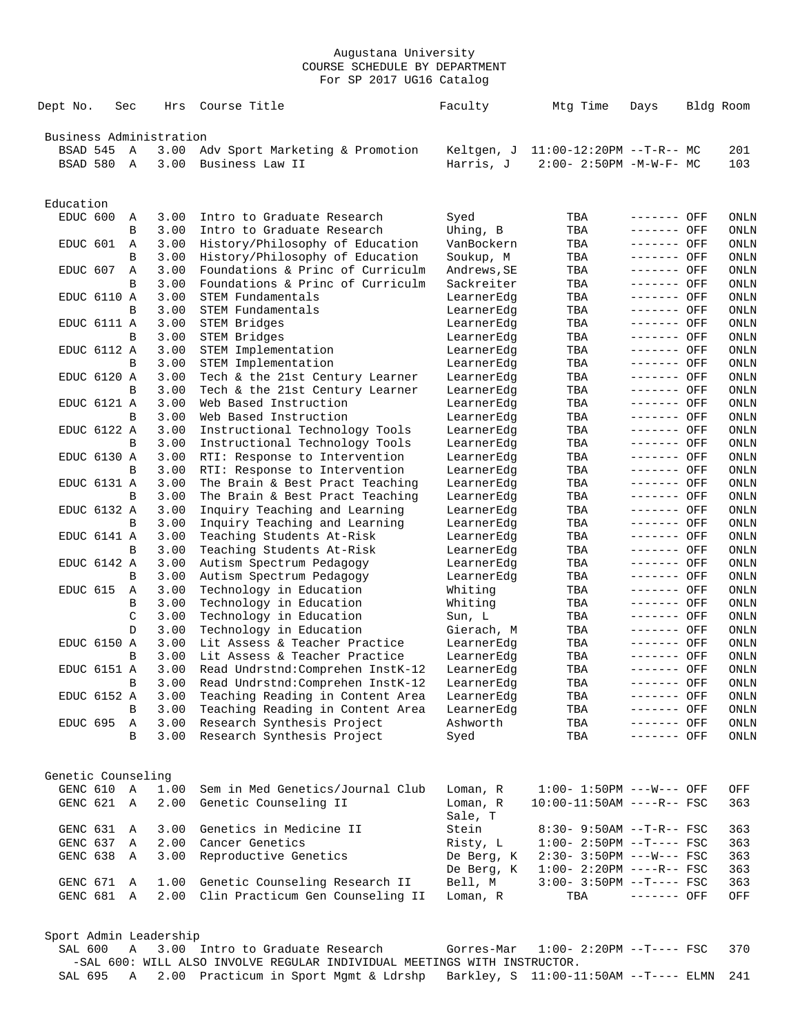Augustana University
COURSE SCHEDULE BY DEPARTMENT
For SP 2017 UG16 Catalog

| Dept No. | Sec | Hrs | Course Title | Faculty | Mtg Time | Days | Bldg | Room |
|---|---|---|---|---|---|---|---|---|
| **Business Administration** | | | | | | | | |
| BSAD 545 | A | 3.00 | Adv Sport Marketing & Promotion | Keltgen, J | 11:00-12:20PM | --T-R-- | MC | 201 |
| BSAD 580 | A | 3.00 | Business Law II | Harris, J | 2:00- 2:50PM | -M-W-F- | MC | 103 |
| **Education** | | | | | | | | |
| EDUC 600 | A | 3.00 | Intro to Graduate Research | Syed | TBA | ------- | OFF | ONLN |
| | B | 3.00 | Intro to Graduate Research | Uhing, B | TBA | ------- | OFF | ONLN |
| EDUC 601 | A | 3.00 | History/Philosophy of Education | VanBockern | TBA | ------- | OFF | ONLN |
| | B | 3.00 | History/Philosophy of Education | Soukup, M | TBA | ------- | OFF | ONLN |
| EDUC 607 | A | 3.00 | Foundations & Princ of Curriculm | Andrews,SE | TBA | ------- | OFF | ONLN |
| | B | 3.00 | Foundations & Princ of Curriculm | Sackreiter | TBA | ------- | OFF | ONLN |
| EDUC 6110 | A | 3.00 | STEM Fundamentals | LearnerEdg | TBA | ------- | OFF | ONLN |
| | B | 3.00 | STEM Fundamentals | LearnerEdg | TBA | ------- | OFF | ONLN |
| EDUC 6111 | A | 3.00 | STEM Bridges | LearnerEdg | TBA | ------- | OFF | ONLN |
| | B | 3.00 | STEM Bridges | LearnerEdg | TBA | ------- | OFF | ONLN |
| EDUC 6112 | A | 3.00 | STEM Implementation | LearnerEdg | TBA | ------- | OFF | ONLN |
| | B | 3.00 | STEM Implementation | LearnerEdg | TBA | ------- | OFF | ONLN |
| EDUC 6120 | A | 3.00 | Tech & the 21st Century Learner | LearnerEdg | TBA | ------- | OFF | ONLN |
| | B | 3.00 | Tech & the 21st Century Learner | LearnerEdg | TBA | ------- | OFF | ONLN |
| EDUC 6121 | A | 3.00 | Web Based Instruction | LearnerEdg | TBA | ------- | OFF | ONLN |
| | B | 3.00 | Web Based Instruction | LearnerEdg | TBA | ------- | OFF | ONLN |
| EDUC 6122 | A | 3.00 | Instructional Technology Tools | LearnerEdg | TBA | ------- | OFF | ONLN |
| | B | 3.00 | Instructional Technology Tools | LearnerEdg | TBA | ------- | OFF | ONLN |
| EDUC 6130 | A | 3.00 | RTI: Response to Intervention | LearnerEdg | TBA | ------- | OFF | ONLN |
| | B | 3.00 | RTI: Response to Intervention | LearnerEdg | TBA | ------- | OFF | ONLN |
| EDUC 6131 | A | 3.00 | The Brain & Best Pract Teaching | LearnerEdg | TBA | ------- | OFF | ONLN |
| | B | 3.00 | The Brain & Best Pract Teaching | LearnerEdg | TBA | ------- | OFF | ONLN |
| EDUC 6132 | A | 3.00 | Inquiry Teaching and Learning | LearnerEdg | TBA | ------- | OFF | ONLN |
| | B | 3.00 | Inquiry Teaching and Learning | LearnerEdg | TBA | ------- | OFF | ONLN |
| EDUC 6141 | A | 3.00 | Teaching Students At-Risk | LearnerEdg | TBA | ------- | OFF | ONLN |
| | B | 3.00 | Teaching Students At-Risk | LearnerEdg | TBA | ------- | OFF | ONLN |
| EDUC 6142 | A | 3.00 | Autism Spectrum Pedagogy | LearnerEdg | TBA | ------- | OFF | ONLN |
| | B | 3.00 | Autism Spectrum Pedagogy | LearnerEdg | TBA | ------- | OFF | ONLN |
| EDUC 615 | A | 3.00 | Technology in Education | Whiting | TBA | ------- | OFF | ONLN |
| | B | 3.00 | Technology in Education | Whiting | TBA | ------- | OFF | ONLN |
| | C | 3.00 | Technology in Education | Sun, L | TBA | ------- | OFF | ONLN |
| | D | 3.00 | Technology in Education | Gierach, M | TBA | ------- | OFF | ONLN |
| EDUC 6150 | A | 3.00 | Lit Assess & Teacher Practice | LearnerEdg | TBA | ------- | OFF | ONLN |
| | B | 3.00 | Lit Assess & Teacher Practice | LearnerEdg | TBA | ------- | OFF | ONLN |
| EDUC 6151 | A | 3.00 | Read Undrstnd:Comprehen InstK-12 | LearnerEdg | TBA | ------- | OFF | ONLN |
| | B | 3.00 | Read Undrstnd:Comprehen InstK-12 | LearnerEdg | TBA | ------- | OFF | ONLN |
| EDUC 6152 | A | 3.00 | Teaching Reading in Content Area | LearnerEdg | TBA | ------- | OFF | ONLN |
| | B | 3.00 | Teaching Reading in Content Area | LearnerEdg | TBA | ------- | OFF | ONLN |
| EDUC 695 | A | 3.00 | Research Synthesis Project | Ashworth | TBA | ------- | OFF | ONLN |
| | B | 3.00 | Research Synthesis Project | Syed | TBA | ------- | OFF | ONLN |
| **Genetic Counseling** | | | | | | | | |
| GENC 610 | A | 1.00 | Sem in Med Genetics/Journal Club | Loman, R | 1:00- 1:50PM | ---W--- | OFF | OFF |
| GENC 621 | A | 2.00 | Genetic Counseling II | Loman, R<br>Sale, T | 10:00-11:50AM | ----R-- | FSC | 363 |
| GENC 631 | A | 3.00 | Genetics in Medicine II | Stein | 8:30- 9:50AM | --T-R-- | FSC | 363 |
| GENC 637 | A | 2.00 | Cancer Genetics | Risty, L | 1:00- 2:50PM | --T---- | FSC | 363 |
| GENC 638 | A | 3.00 | Reproductive Genetics | De Berg, K | 2:30- 3:50PM | ---W--- | FSC | 363 |
| | | | | De Berg, K | 1:00- 2:20PM | ----R-- | FSC | 363 |
| GENC 671 | A | 1.00 | Genetic Counseling Research II | Bell, M | 3:00- 3:50PM | --T---- | FSC | 363 |
| GENC 681 | A | 2.00 | Clin Practicum Gen Counseling II | Loman, R | TBA | ------- | OFF | OFF |
| **Sport Admin Leadership** | | | | | | | | |
| SAL 600 | A | 3.00 | Intro to Graduate Research | Gorres-Mar | 1:00- 2:20PM | --T---- | FSC | 370 |
| -SAL 600: WILL ALSO INVOLVE REGULAR INDIVIDUAL MEETINGS WITH INSTRUCTOR. | | | | | | | | |
| SAL 695 | A | 2.00 | Practicum in Sport Mgmt & Ldrshp | Barkley, S | 11:00-11:50AM | --T---- | ELMN | 241 |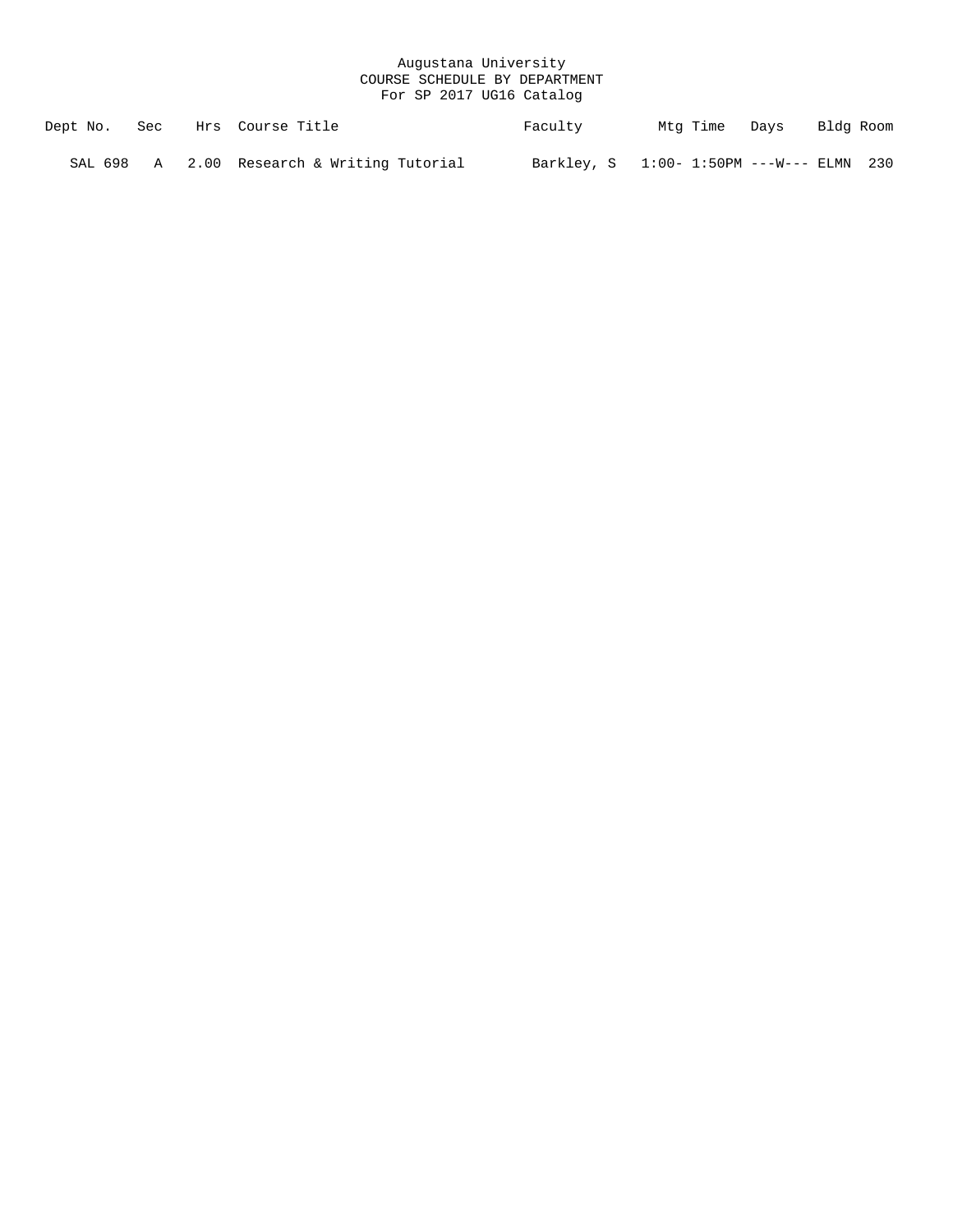Augustana University
COURSE SCHEDULE BY DEPARTMENT
For SP 2017 UG16 Catalog

| Dept No. | Sec | Hrs | Course Title | Faculty | Mtg Time | Days | Bldg | Room |
|---|---|---|---|---|---|---|---|---|
| SAL 698 | A | 2.00 | Research & Writing Tutorial | Barkley, S | 1:00- 1:50PM | ---W--- | ELMN | 230 |